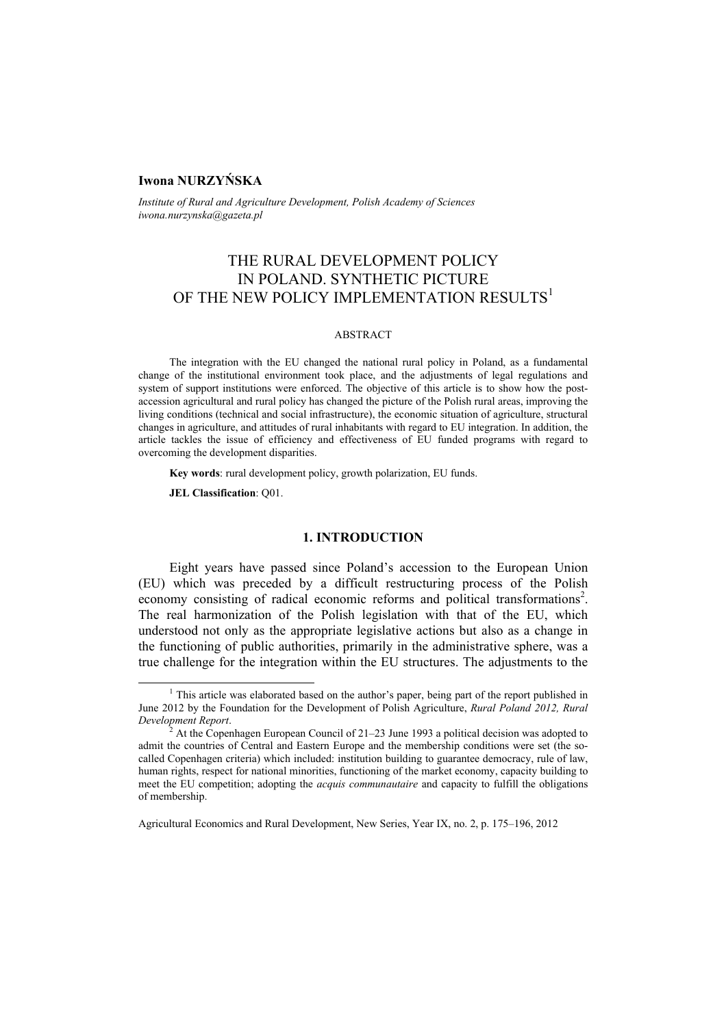**Iwona NURZYŃSKA**

*Institute of Rural and Agriculture Development, Polish Academy of Sciences*
*iwona.nurzynska@gazeta.pl*

# THE RURAL DEVELOPMENT POLICY IN POLAND. SYNTHETIC PICTURE OF THE NEW POLICY IMPLEMENTATION RESULTS[1]

ABSTRACT

The integration with the EU changed the national rural policy in Poland, as a fundamental change of the institutional environment took place, and the adjustments of legal regulations and system of support institutions were enforced. The objective of this article is to show how the post-accession agricultural and rural policy has changed the picture of the Polish rural areas, improving the living conditions (technical and social infrastructure), the economic situation of agriculture, structural changes in agriculture, and attitudes of rural inhabitants with regard to EU integration. In addition, the article tackles the issue of efficiency and effectiveness of EU funded programs with regard to overcoming the development disparities.

**Key words**: rural development policy, growth polarization, EU funds.

**JEL Classification**: Q01.

## 1. INTRODUCTION

Eight years have passed since Poland's accession to the European Union (EU) which was preceded by a difficult restructuring process of the Polish economy consisting of radical economic reforms and political transformations[2]. The real harmonization of the Polish legislation with that of the EU, which understood not only as the appropriate legislative actions but also as a change in the functioning of public authorities, primarily in the administrative sphere, was a true challenge for the integration within the EU structures. The adjustments to the

[1] This article was elaborated based on the author's paper, being part of the report published in June 2012 by the Foundation for the Development of Polish Agriculture, *Rural Poland 2012, Rural Development Report*.

[2] At the Copenhagen European Council of 21–23 June 1993 a political decision was adopted to admit the countries of Central and Eastern Europe and the membership conditions were set (the so-called Copenhagen criteria) which included: institution building to guarantee democracy, rule of law, human rights, respect for national minorities, functioning of the market economy, capacity building to meet the EU competition; adopting the *acquis communautaire* and capacity to fulfill the obligations of membership.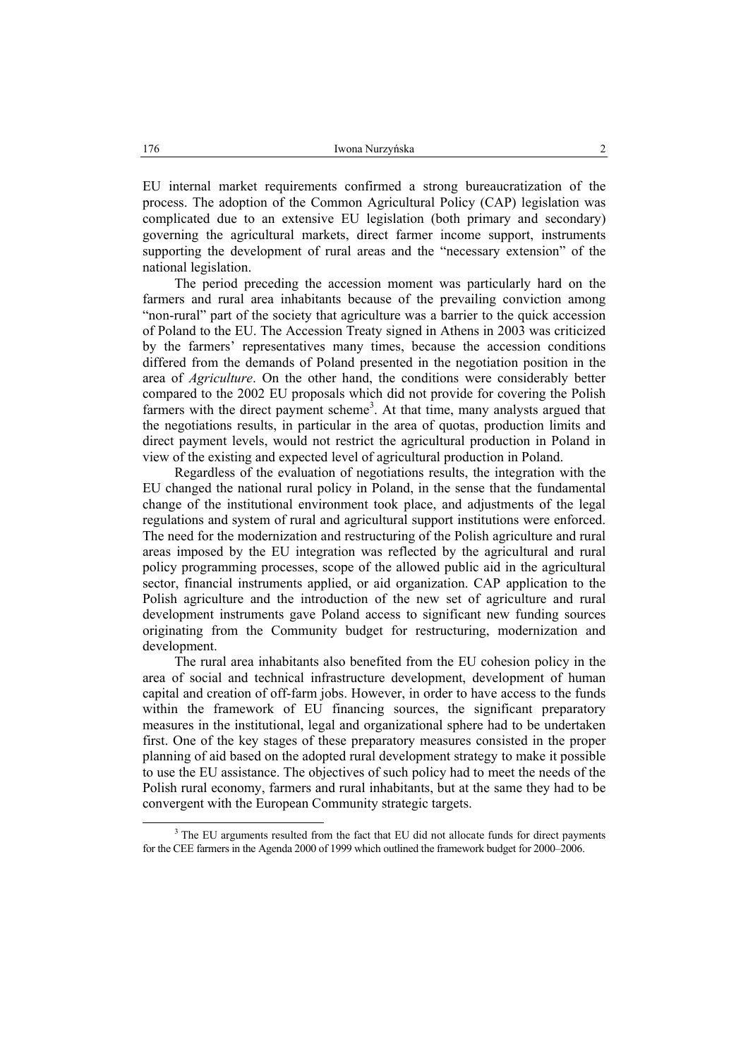EU internal market requirements confirmed a strong bureaucratization of the process. The adoption of the Common Agricultural Policy (CAP) legislation was complicated due to an extensive EU legislation (both primary and secondary) governing the agricultural markets, direct farmer income support, instruments supporting the development of rural areas and the "necessary extension" of the national legislation.

The period preceding the accession moment was particularly hard on the farmers and rural area inhabitants because of the prevailing conviction among "non-rural" part of the society that agriculture was a barrier to the quick accession of Poland to the EU. The Accession Treaty signed in Athens in 2003 was criticized by the farmers' representatives many times, because the accession conditions differed from the demands of Poland presented in the negotiation position in the area of *Agriculture*. On the other hand, the conditions were considerably better compared to the 2002 EU proposals which did not provide for covering the Polish farmers with the direct payment scheme[3]. At that time, many analysts argued that the negotiations results, in particular in the area of quotas, production limits and direct payment levels, would not restrict the agricultural production in Poland in view of the existing and expected level of agricultural production in Poland.

Regardless of the evaluation of negotiations results, the integration with the EU changed the national rural policy in Poland, in the sense that the fundamental change of the institutional environment took place, and adjustments of the legal regulations and system of rural and agricultural support institutions were enforced. The need for the modernization and restructuring of the Polish agriculture and rural areas imposed by the EU integration was reflected by the agricultural and rural policy programming processes, scope of the allowed public aid in the agricultural sector, financial instruments applied, or aid organization. CAP application to the Polish agriculture and the introduction of the new set of agriculture and rural development instruments gave Poland access to significant new funding sources originating from the Community budget for restructuring, modernization and development.

The rural area inhabitants also benefited from the EU cohesion policy in the area of social and technical infrastructure development, development of human capital and creation of off-farm jobs. However, in order to have access to the funds within the framework of EU financing sources, the significant preparatory measures in the institutional, legal and organizational sphere had to be undertaken first. One of the key stages of these preparatory measures consisted in the proper planning of aid based on the adopted rural development strategy to make it possible to use the EU assistance. The objectives of such policy had to meet the needs of the Polish rural economy, farmers and rural inhabitants, but at the same they had to be convergent with the European Community strategic targets.

---

[3] The EU arguments resulted from the fact that EU did not allocate funds for direct payments for the CEE farmers in the Agenda 2000 of 1999 which outlined the framework budget for 2000–2006.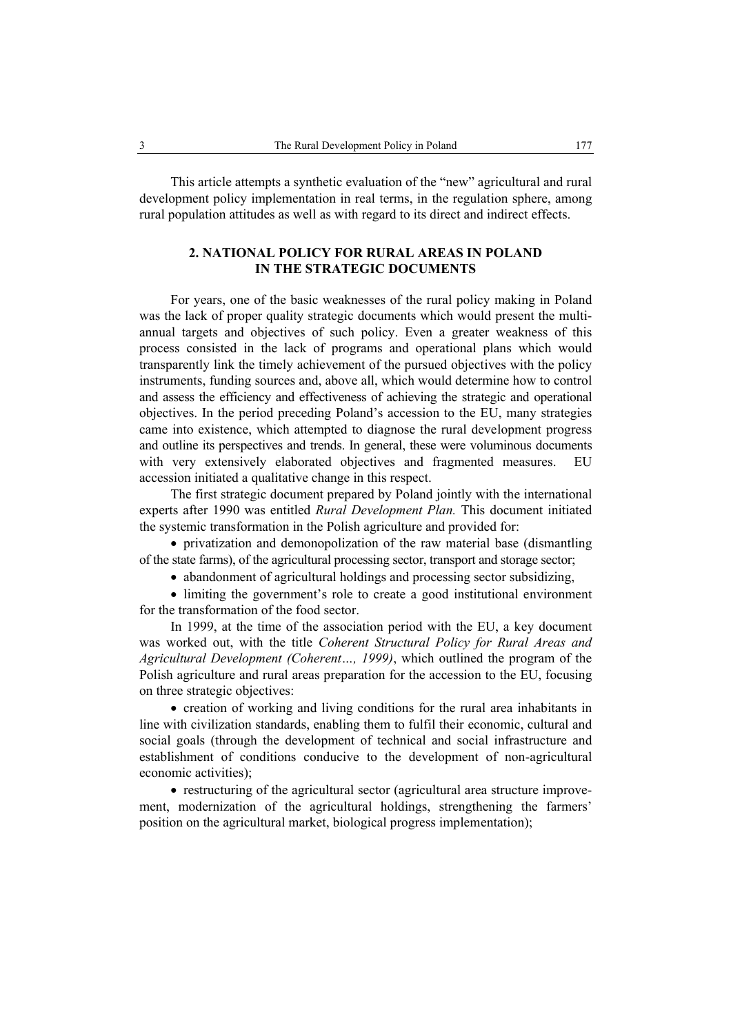This article attempts a synthetic evaluation of the "new" agricultural and rural development policy implementation in real terms, in the regulation sphere, among rural population attitudes as well as with regard to its direct and indirect effects.

## 2. NATIONAL POLICY FOR RURAL AREAS IN POLAND IN THE STRATEGIC DOCUMENTS

For years, one of the basic weaknesses of the rural policy making in Poland was the lack of proper quality strategic documents which would present the multi-annual targets and objectives of such policy. Even a greater weakness of this process consisted in the lack of programs and operational plans which would transparently link the timely achievement of the pursued objectives with the policy instruments, funding sources and, above all, which would determine how to control and assess the efficiency and effectiveness of achieving the strategic and operational objectives. In the period preceding Poland's accession to the EU, many strategies came into existence, which attempted to diagnose the rural development progress and outline its perspectives and trends. In general, these were voluminous documents with very extensively elaborated objectives and fragmented measures. EU accession initiated a qualitative change in this respect.

The first strategic document prepared by Poland jointly with the international experts after 1990 was entitled *Rural Development Plan.* This document initiated the systemic transformation in the Polish agriculture and provided for:

- privatization and demonopolization of the raw material base (dismantling of the state farms), of the agricultural processing sector, transport and storage sector;
- abandonment of agricultural holdings and processing sector subsidizing,
- limiting the government's role to create a good institutional environment for the transformation of the food sector.

In 1999, at the time of the association period with the EU, a key document was worked out, with the title *Coherent Structural Policy for Rural Areas and Agricultural Development (Coherent…, 1999)*, which outlined the program of the Polish agriculture and rural areas preparation for the accession to the EU, focusing on three strategic objectives:

- creation of working and living conditions for the rural area inhabitants in line with civilization standards, enabling them to fulfil their economic, cultural and social goals (through the development of technical and social infrastructure and establishment of conditions conducive to the development of non-agricultural economic activities);
- restructuring of the agricultural sector (agricultural area structure improvement, modernization of the agricultural holdings, strengthening the farmers' position on the agricultural market, biological progress implementation);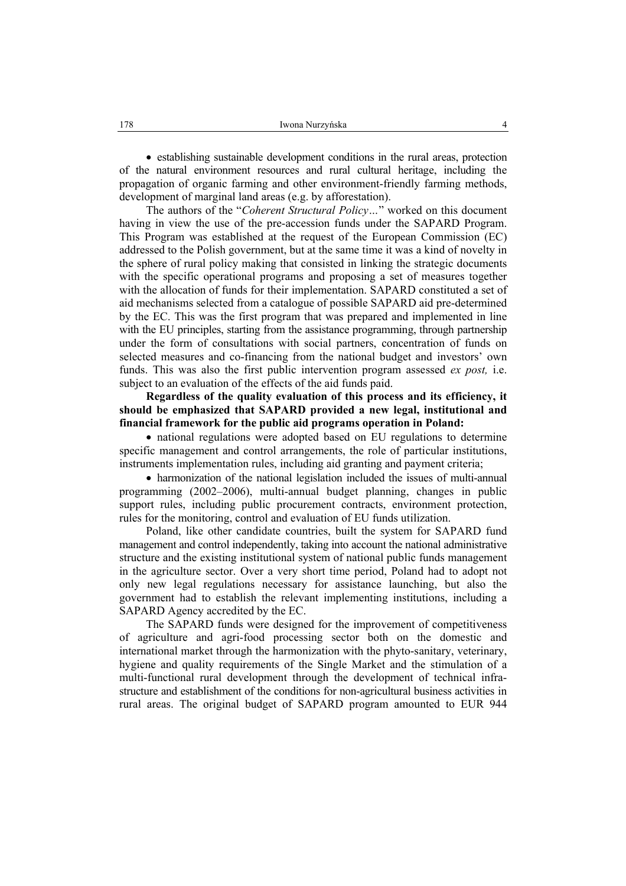- establishing sustainable development conditions in the rural areas, protection of the natural environment resources and rural cultural heritage, including the propagation of organic farming and other environment-friendly farming methods, development of marginal land areas (e.g. by afforestation).

The authors of the "*Coherent Structural Policy…*" worked on this document having in view the use of the pre-accession funds under the SAPARD Program. This Program was established at the request of the European Commission (EC) addressed to the Polish government, but at the same time it was a kind of novelty in the sphere of rural policy making that consisted in linking the strategic documents with the specific operational programs and proposing a set of measures together with the allocation of funds for their implementation. SAPARD constituted a set of aid mechanisms selected from a catalogue of possible SAPARD aid pre-determined by the EC. This was the first program that was prepared and implemented in line with the EU principles, starting from the assistance programming, through partnership under the form of consultations with social partners, concentration of funds on selected measures and co-financing from the national budget and investors' own funds. This was also the first public intervention program assessed *ex post,* i.e. subject to an evaluation of the effects of the aid funds paid.

**Regardless of the quality evaluation of this process and its efficiency, it should be emphasized that SAPARD provided a new legal, institutional and financial framework for the public aid programs operation in Poland:**

- national regulations were adopted based on EU regulations to determine specific management and control arrangements, the role of particular institutions, instruments implementation rules, including aid granting and payment criteria;
- harmonization of the national legislation included the issues of multi-annual programming (2002–2006), multi-annual budget planning, changes in public support rules, including public procurement contracts, environment protection, rules for the monitoring, control and evaluation of EU funds utilization.

Poland, like other candidate countries, built the system for SAPARD fund management and control independently, taking into account the national administrative structure and the existing institutional system of national public funds management in the agriculture sector. Over a very short time period, Poland had to adopt not only new legal regulations necessary for assistance launching, but also the government had to establish the relevant implementing institutions, including a SAPARD Agency accredited by the EC.

The SAPARD funds were designed for the improvement of competitiveness of agriculture and agri-food processing sector both on the domestic and international market through the harmonization with the phyto-sanitary, veterinary, hygiene and quality requirements of the Single Market and the stimulation of a multi-functional rural development through the development of technical infrastructure and establishment of the conditions for non-agricultural business activities in rural areas. The original budget of SAPARD program amounted to EUR 944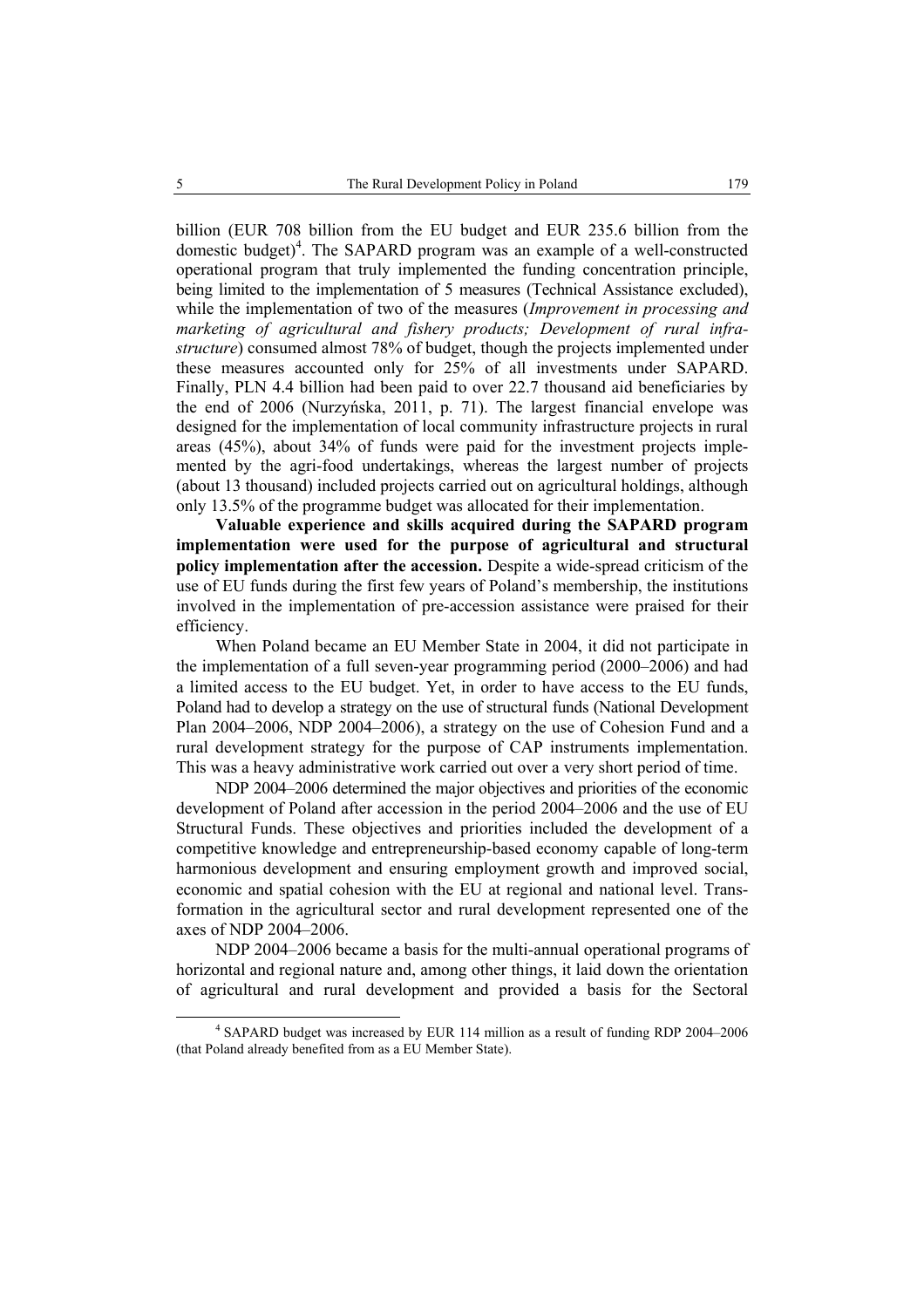billion (EUR 708 billion from the EU budget and EUR 235.6 billion from the domestic budget)[4]. The SAPARD program was an example of a well-constructed operational program that truly implemented the funding concentration principle, being limited to the implementation of 5 measures (Technical Assistance excluded), while the implementation of two of the measures (*Improvement in processing and marketing of agricultural and fishery products; Development of rural infrastructure*) consumed almost 78% of budget, though the projects implemented under these measures accounted only for 25% of all investments under SAPARD. Finally, PLN 4.4 billion had been paid to over 22.7 thousand aid beneficiaries by the end of 2006 (Nurzyńska, 2011, p. 71). The largest financial envelope was designed for the implementation of local community infrastructure projects in rural areas (45%), about 34% of funds were paid for the investment projects implemented by the agri-food undertakings, whereas the largest number of projects (about 13 thousand) included projects carried out on agricultural holdings, although only 13.5% of the programme budget was allocated for their implementation.

**Valuable experience and skills acquired during the SAPARD program implementation were used for the purpose of agricultural and structural policy implementation after the accession.** Despite a wide-spread criticism of the use of EU funds during the first few years of Poland's membership, the institutions involved in the implementation of pre-accession assistance were praised for their efficiency.

When Poland became an EU Member State in 2004, it did not participate in the implementation of a full seven-year programming period (2000–2006) and had a limited access to the EU budget. Yet, in order to have access to the EU funds, Poland had to develop a strategy on the use of structural funds (National Development Plan 2004–2006, NDP 2004–2006), a strategy on the use of Cohesion Fund and a rural development strategy for the purpose of CAP instruments implementation. This was a heavy administrative work carried out over a very short period of time.

NDP 2004–2006 determined the major objectives and priorities of the economic development of Poland after accession in the period 2004–2006 and the use of EU Structural Funds. These objectives and priorities included the development of a competitive knowledge and entrepreneurship-based economy capable of long-term harmonious development and ensuring employment growth and improved social, economic and spatial cohesion with the EU at regional and national level. Transformation in the agricultural sector and rural development represented one of the axes of NDP 2004–2006.

NDP 2004–2006 became a basis for the multi-annual operational programs of horizontal and regional nature and, among other things, it laid down the orientation of agricultural and rural development and provided a basis for the Sectoral

[4] SAPARD budget was increased by EUR 114 million as a result of funding RDP 2004–2006 (that Poland already benefited from as a EU Member State).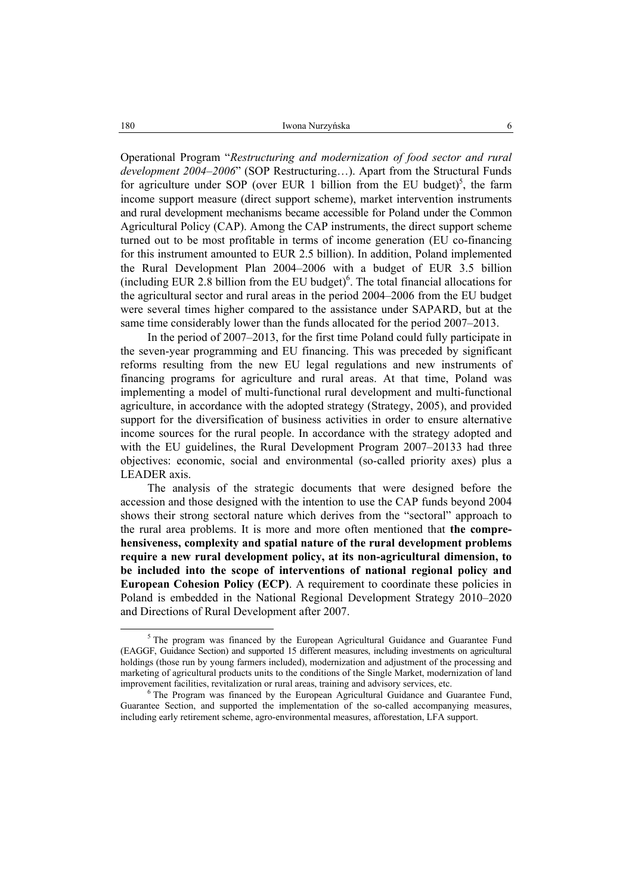Operational Program "*Restructuring and modernization of food sector and rural development 2004–2006*" (SOP Restructuring…). Apart from the Structural Funds for agriculture under SOP (over EUR 1 billion from the EU budget)[5], the farm income support measure (direct support scheme), market intervention instruments and rural development mechanisms became accessible for Poland under the Common Agricultural Policy (CAP). Among the CAP instruments, the direct support scheme turned out to be most profitable in terms of income generation (EU co-financing for this instrument amounted to EUR 2.5 billion). In addition, Poland implemented the Rural Development Plan 2004–2006 with a budget of EUR 3.5 billion (including EUR 2.8 billion from the EU budget)[6]. The total financial allocations for the agricultural sector and rural areas in the period 2004–2006 from the EU budget were several times higher compared to the assistance under SAPARD, but at the same time considerably lower than the funds allocated for the period 2007–2013.

In the period of 2007–2013, for the first time Poland could fully participate in the seven-year programming and EU financing. This was preceded by significant reforms resulting from the new EU legal regulations and new instruments of financing programs for agriculture and rural areas. At that time, Poland was implementing a model of multi-functional rural development and multi-functional agriculture, in accordance with the adopted strategy (Strategy, 2005), and provided support for the diversification of business activities in order to ensure alternative income sources for the rural people. In accordance with the strategy adopted and with the EU guidelines, the Rural Development Program 2007–20133 had three objectives: economic, social and environmental (so-called priority axes) plus a LEADER axis.

The analysis of the strategic documents that were designed before the accession and those designed with the intention to use the CAP funds beyond 2004 shows their strong sectoral nature which derives from the "sectoral" approach to the rural area problems. It is more and more often mentioned that **the comprehensiveness, complexity and spatial nature of the rural development problems require a new rural development policy, at its non-agricultural dimension, to be included into the scope of interventions of national regional policy and European Cohesion Policy (ECP)**. A requirement to coordinate these policies in Poland is embedded in the National Regional Development Strategy 2010–2020 and Directions of Rural Development after 2007.

[5] The program was financed by the European Agricultural Guidance and Guarantee Fund (EAGGF, Guidance Section) and supported 15 different measures, including investments on agricultural holdings (those run by young farmers included), modernization and adjustment of the processing and marketing of agricultural products units to the conditions of the Single Market, modernization of land improvement facilities, revitalization or rural areas, training and advisory services, etc.

[6] The Program was financed by the European Agricultural Guidance and Guarantee Fund, Guarantee Section, and supported the implementation of the so-called accompanying measures, including early retirement scheme, agro-environmental measures, afforestation, LFA support.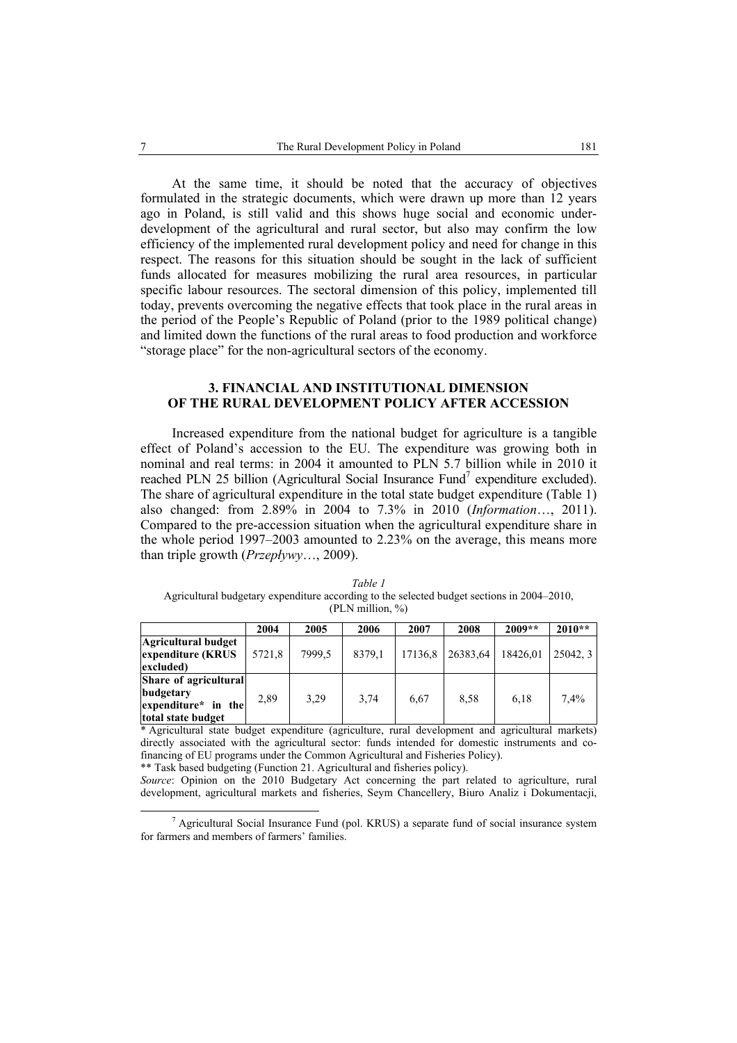At the same time, it should be noted that the accuracy of objectives formulated in the strategic documents, which were drawn up more than 12 years ago in Poland, is still valid and this shows huge social and economic under-development of the agricultural and rural sector, but also may confirm the low efficiency of the implemented rural development policy and need for change in this respect. The reasons for this situation should be sought in the lack of sufficient funds allocated for measures mobilizing the rural area resources, in particular specific labour resources. The sectoral dimension of this policy, implemented till today, prevents overcoming the negative effects that took place in the rural areas in the period of the People's Republic of Poland (prior to the 1989 political change) and limited down the functions of the rural areas to food production and workforce "storage place" for the non-agricultural sectors of the economy.

## 3. FINANCIAL AND INSTITUTIONAL DIMENSION OF THE RURAL DEVELOPMENT POLICY AFTER ACCESSION

Increased expenditure from the national budget for agriculture is a tangible effect of Poland's accession to the EU. The expenditure was growing both in nominal and real terms: in 2004 it amounted to PLN 5.7 billion while in 2010 it reached PLN 25 billion (Agricultural Social Insurance Fund[7] expenditure excluded). The share of agricultural expenditure in the total state budget expenditure (Table 1) also changed: from 2.89% in 2004 to 7.3% in 2010 (*Information*…, 2011). Compared to the pre-accession situation when the agricultural expenditure share in the whole period 1997–2003 amounted to 2.23% on the average, this means more than triple growth (*Przepływy*…, 2009).

*Table 1*

Agricultural budgetary expenditure according to the selected budget sections in 2004–2010, (PLN million, %)

| | 2004 | 2005 | 2006 | 2007 | 2008 | 2009** | 2010** |
|---|---|---|---|---|---|---|---|
| **Agricultural budget expenditure (KRUS excluded)** | 5721,8 | 7999,5 | 8379,1 | 17136,8 | 26383,64 | 18426,01 | 25042, 3 |
| **Share of agricultural budgetary expenditure* in the total state budget** | 2,89 | 3,29 | 3,74 | 6,67 | 8,58 | 6,18 | 7,4% |

\* Agricultural state budget expenditure (agriculture, rural development and agricultural markets) directly associated with the agricultural sector: funds intended for domestic instruments and co-financing of EU programs under the Common Agricultural and Fisheries Policy).

\*\* Task based budgeting (Function 21. Agricultural and fisheries policy).

*Source*: Opinion on the 2010 Budgetary Act concerning the part related to agriculture, rural development, agricultural markets and fisheries, Seym Chancellery, Biuro Analiz i Dokumentacji,

[7] Agricultural Social Insurance Fund (pol. KRUS) a separate fund of social insurance system for farmers and members of farmers' families.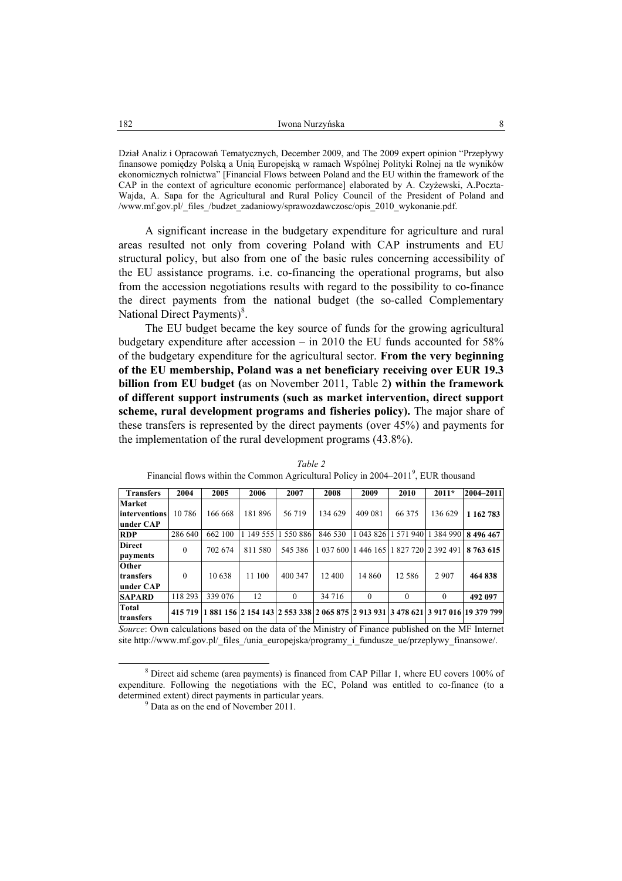Dział Analiz i Opracowań Tematycznych, December 2009, and The 2009 expert opinion "Przepływy finansowe pomiędzy Polską a Unią Europejską w ramach Wspólnej Polityki Rolnej na tle wyników ekonomicznych rolnictwa" [Financial Flows between Poland and the EU within the framework of the CAP in the context of agriculture economic performance] elaborated by A. Czyżewski, A.Poczta-Wajda, A. Sapa for the Agricultural and Rural Policy Council of the President of Poland and /www.mf.gov.pl/_files_/budzet_zadaniowy/sprawozdawczosc/opis_2010_wykonanie.pdf.

A significant increase in the budgetary expenditure for agriculture and rural areas resulted not only from covering Poland with CAP instruments and EU structural policy, but also from one of the basic rules concerning accessibility of the EU assistance programs. i.e. co-financing the operational programs, but also from the accession negotiations results with regard to the possibility to co-finance the direct payments from the national budget (the so-called Complementary National Direct Payments)[8].

The EU budget became the key source of funds for the growing agricultural budgetary expenditure after accession – in 2010 the EU funds accounted for 58% of the budgetary expenditure for the agricultural sector. **From the very beginning of the EU membership, Poland was a net beneficiary receiving over EUR 19.3 billion from EU budget (**as on November 2011, Table 2**) within the framework of different support instruments (such as market intervention, direct support scheme, rural development programs and fisheries policy).** The major share of these transfers is represented by the direct payments (over 45%) and payments for the implementation of the rural development programs (43.8%).

*Table 2*

Financial flows within the Common Agricultural Policy in 2004–2011[9], EUR thousand

| Transfers | 2004 | 2005 | 2006 | 2007 | 2008 | 2009 | 2010 | 2011* | 2004–2011 |
|---|---|---|---|---|---|---|---|---|---|
| **Market interventions under CAP** | 10 786 | 166 668 | 181 896 | 56 719 | 134 629 | 409 081 | 66 375 | 136 629 | **1 162 783** |
| **RDP** | 286 640 | 662 100 | 1 149 555 | 1 550 886 | 846 530 | 1 043 826 | 1 571 940 | 1 384 990 | **8 496 467** |
| **Direct payments** | 0 | 702 674 | 811 580 | 545 386 | 1 037 600 | 1 446 165 | 1 827 720 | 2 392 491 | **8 763 615** |
| **Other transfers under CAP** | 0 | 10 638 | 11 100 | 400 347 | 12 400 | 14 860 | 12 586 | 2 907 | **464 838** |
| **SAPARD** | 118 293 | 339 076 | 12 | 0 | 34 716 | 0 | 0 | 0 | **492 097** |
| **Total transfers** | **415 719** | **1 881 156** | **2 154 143** | **2 553 338** | **2 065 875** | **2 913 931** | **3 478 621** | **3 917 016** | **19 379 799** |

*Source*: Own calculations based on the data of the Ministry of Finance published on the MF Internet site http://www.mf.gov.pl/_files_/unia_europejska/programy_i_fundusze_ue/przeplywy_finansowe/.

[8] Direct aid scheme (area payments) is financed from CAP Pillar 1, where EU covers 100% of expenditure. Following the negotiations with the EC, Poland was entitled to co-finance (to a determined extent) direct payments in particular years.

[9] Data as on the end of November 2011.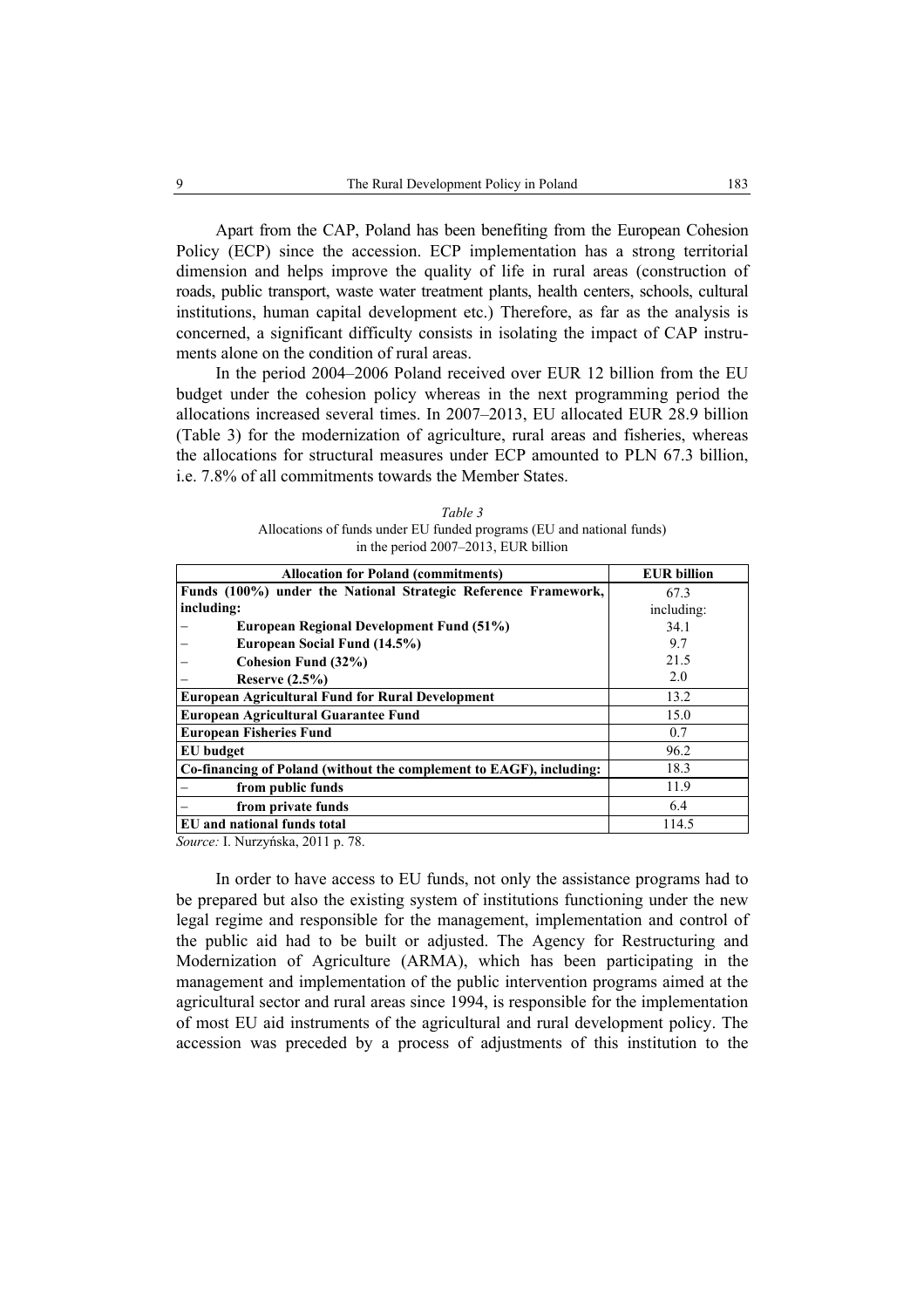Apart from the CAP, Poland has been benefiting from the European Cohesion Policy (ECP) since the accession. ECP implementation has a strong territorial dimension and helps improve the quality of life in rural areas (construction of roads, public transport, waste water treatment plants, health centers, schools, cultural institutions, human capital development etc.) Therefore, as far as the analysis is concerned, a significant difficulty consists in isolating the impact of CAP instruments alone on the condition of rural areas.

In the period 2004–2006 Poland received over EUR 12 billion from the EU budget under the cohesion policy whereas in the next programming period the allocations increased several times. In 2007–2013, EU allocated EUR 28.9 billion (Table 3) for the modernization of agriculture, rural areas and fisheries, whereas the allocations for structural measures under ECP amounted to PLN 67.3 billion, i.e. 7.8% of all commitments towards the Member States.

*Table 3*
Allocations of funds under EU funded programs (EU and national funds) in the period 2007–2013, EUR billion

| Allocation for Poland (commitments) | EUR billion |
|---|---|
| **Funds (100%) under the National Strategic Reference Framework, including:** | 67.3 including: |
| – **European Regional Development Fund (51%)** | 34.1 |
| – **European Social Fund (14.5%)** | 9.7 |
| – **Cohesion Fund (32%)** | 21.5 |
| – **Reserve (2.5%)** | 2.0 |
| **European Agricultural Fund for Rural Development** | 13.2 |
| **European Agricultural Guarantee Fund** | 15.0 |
| **European Fisheries Fund** | 0.7 |
| **EU budget** | 96.2 |
| **Co-financing of Poland (without the complement to EAGF), including:** | 18.3 |
| – **from public funds** | 11.9 |
| – **from private funds** | 6.4 |
| **EU and national funds total** | 114.5 |

*Source:* I. Nurzyńska, 2011 p. 78.

In order to have access to EU funds, not only the assistance programs had to be prepared but also the existing system of institutions functioning under the new legal regime and responsible for the management, implementation and control of the public aid had to be built or adjusted. The Agency for Restructuring and Modernization of Agriculture (ARMA), which has been participating in the management and implementation of the public intervention programs aimed at the agricultural sector and rural areas since 1994, is responsible for the implementation of most EU aid instruments of the agricultural and rural development policy. The accession was preceded by a process of adjustments of this institution to the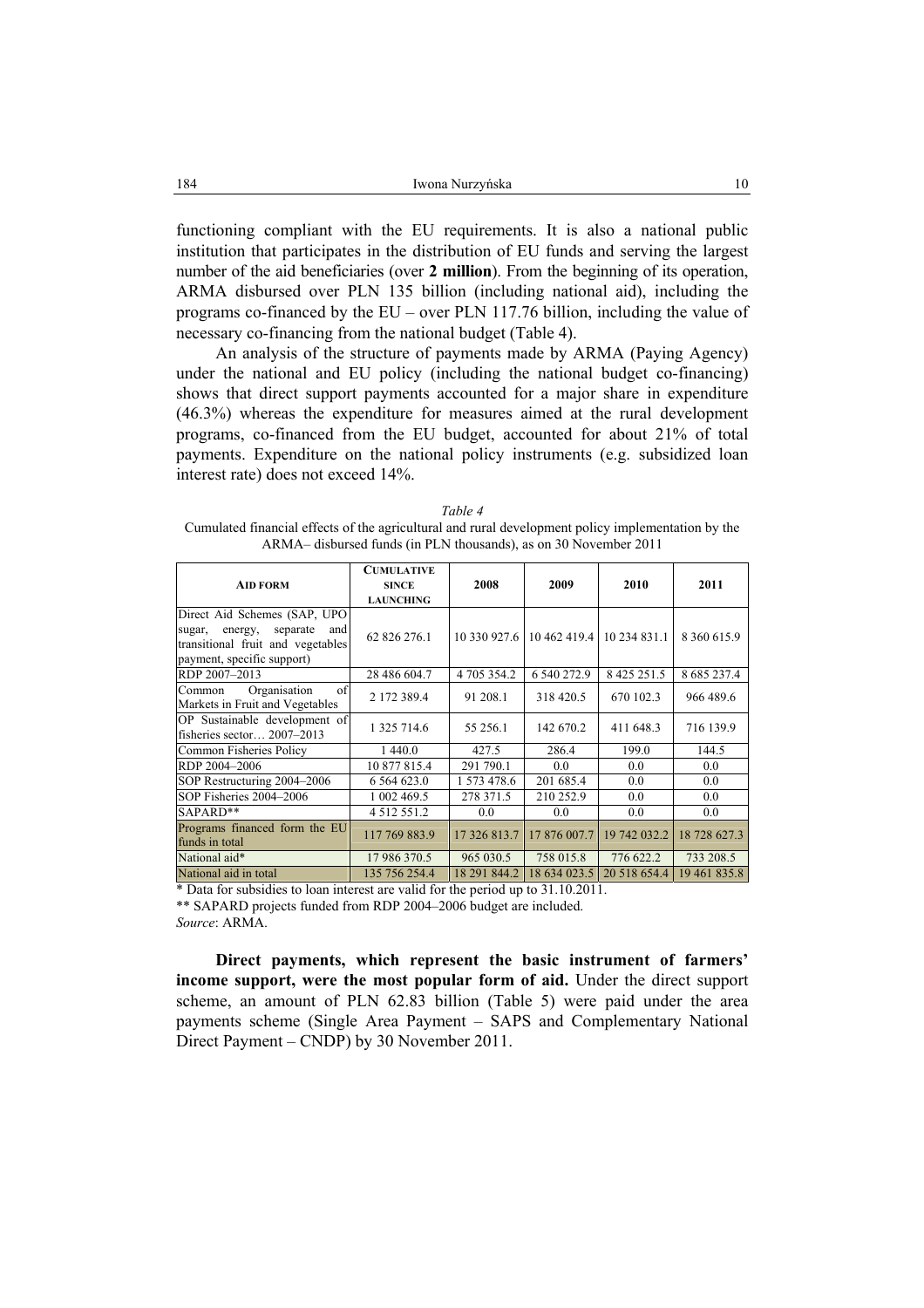functioning compliant with the EU requirements. It is also a national public institution that participates in the distribution of EU funds and serving the largest number of the aid beneficiaries (over **2 million**). From the beginning of its operation, ARMA disbursed over PLN 135 billion (including national aid), including the programs co-financed by the EU – over PLN 117.76 billion, including the value of necessary co-financing from the national budget (Table 4).

An analysis of the structure of payments made by ARMA (Paying Agency) under the national and EU policy (including the national budget co-financing) shows that direct support payments accounted for a major share in expenditure (46.3%) whereas the expenditure for measures aimed at the rural development programs, co-financed from the EU budget, accounted for about 21% of total payments. Expenditure on the national policy instruments (e.g. subsidized loan interest rate) does not exceed 14%.

*Table 4*

Cumulated financial effects of the agricultural and rural development policy implementation by the ARMA– disbursed funds (in PLN thousands), as on 30 November 2011

| AID FORM | CUMULATIVE SINCE LAUNCHING | 2008 | 2009 | 2010 | 2011 |
|---|---|---|---|---|---|
| Direct Aid Schemes (SAP, UPO sugar, energy, separate and transitional fruit and vegetables payment, specific support) | 62 826 276.1 | 10 330 927.6 | 10 462 419.4 | 10 234 831.1 | 8 360 615.9 |
| RDP 2007–2013 | 28 486 604.7 | 4 705 354.2 | 6 540 272.9 | 8 425 251.5 | 8 685 237.4 |
| Common Organisation of Markets in Fruit and Vegetables | 2 172 389.4 | 91 208.1 | 318 420.5 | 670 102.3 | 966 489.6 |
| OP Sustainable development of fisheries sector… 2007–2013 | 1 325 714.6 | 55 256.1 | 142 670.2 | 411 648.3 | 716 139.9 |
| Common Fisheries Policy | 1 440.0 | 427.5 | 286.4 | 199.0 | 144.5 |
| RDP 2004–2006 | 10 877 815.4 | 291 790.1 | 0.0 | 0.0 | 0.0 |
| SOP Restructuring 2004–2006 | 6 564 623.0 | 1 573 478.6 | 201 685.4 | 0.0 | 0.0 |
| SOP Fisheries 2004–2006 | 1 002 469.5 | 278 371.5 | 210 252.9 | 0.0 | 0.0 |
| SAPARD** | 4 512 551.2 | 0.0 | 0.0 | 0.0 | 0.0 |
| Programs financed form the EU funds in total | 117 769 883.9 | 17 326 813.7 | 17 876 007.7 | 19 742 032.2 | 18 728 627.3 |
| National aid* | 17 986 370.5 | 965 030.5 | 758 015.8 | 776 622.2 | 733 208.5 |
| National aid in total | 135 756 254.4 | 18 291 844.2 | 18 634 023.5 | 20 518 654.4 | 19 461 835.8 |

\* Data for subsidies to loan interest are valid for the period up to 31.10.2011.

** SAPARD projects funded from RDP 2004–2006 budget are included.

*Source*: ARMA.

**Direct payments, which represent the basic instrument of farmers' income support, were the most popular form of aid.** Under the direct support scheme, an amount of PLN 62.83 billion (Table 5) were paid under the area payments scheme (Single Area Payment – SAPS and Complementary National Direct Payment – CNDP) by 30 November 2011.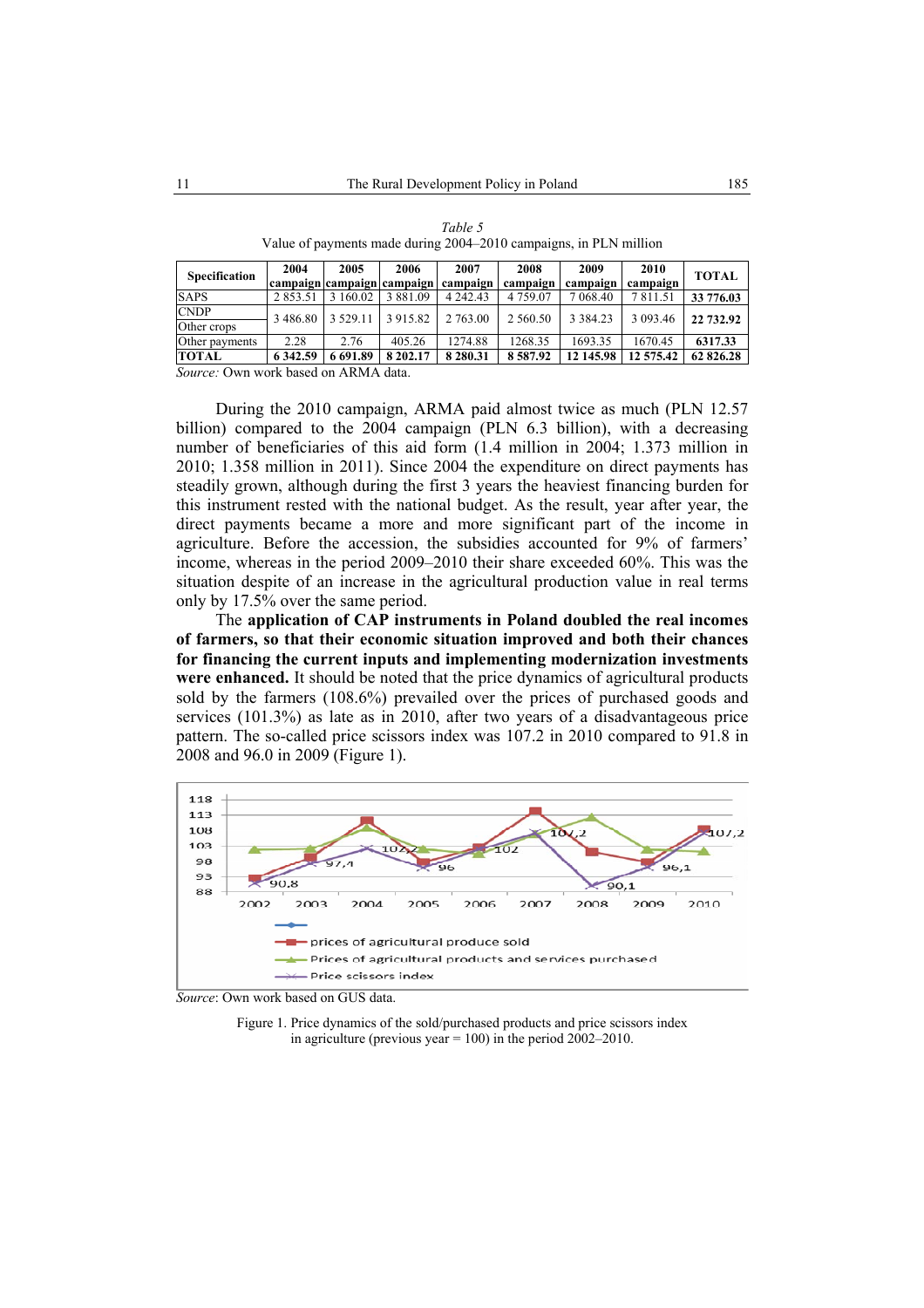*Table 5*
Value of payments made during 2004–2010 campaigns, in PLN million

| Specification | 2004 campaign | 2005 campaign | 2006 campaign | 2007 campaign | 2008 campaign | 2009 campaign | 2010 campaign | TOTAL |
|---|---|---|---|---|---|---|---|---|
| SAPS | 2 853.51 | 3 160.02 | 3 881.09 | 4 242.43 | 4 759.07 | 7 068.40 | 7 811.51 | **33 776.03** |
| CNDP / Other crops | 3 486.80 | 3 529.11 | 3 915.82 | 2 763.00 | 2 560.50 | 3 384.23 | 3 093.46 | **22 732.92** |
| Other payments | 2.28 | 2.76 | 405.26 | 1274.88 | 1268.35 | 1693.35 | 1670.45 | **6317.33** |
| **TOTAL** | **6 342.59** | **6 691.89** | **8 202.17** | **8 280.31** | **8 587.92** | **12 145.98** | **12 575.42** | **62 826.28** |

*Source:* Own work based on ARMA data.

During the 2010 campaign, ARMA paid almost twice as much (PLN 12.57 billion) compared to the 2004 campaign (PLN 6.3 billion), with a decreasing number of beneficiaries of this aid form (1.4 million in 2004; 1.373 million in 2010; 1.358 million in 2011). Since 2004 the expenditure on direct payments has steadily grown, although during the first 3 years the heaviest financing burden for this instrument rested with the national budget. As the result, year after year, the direct payments became a more and more significant part of the income in agriculture. Before the accession, the subsidies accounted for 9% of farmers' income, whereas in the period 2009–2010 their share exceeded 60%. This was the situation despite of an increase in the agricultural production value in real terms only by 17.5% over the same period.

The **application of CAP instruments in Poland doubled the real incomes of farmers, so that their economic situation improved and both their chances for financing the current inputs and implementing modernization investments were enhanced.** It should be noted that the price dynamics of agricultural products sold by the farmers (108.6%) prevailed over the prices of purchased goods and services (101.3%) as late as in 2010, after two years of a disadvantageous price pattern. The so-called price scissors index was 107.2 in 2010 compared to 91.8 in 2008 and 96.0 in 2009 (Figure 1).

*Source*: Own work based on GUS data.

Figure 1. Price dynamics of the sold/purchased products and price scissors index in agriculture (previous year = 100) in the period 2002–2010.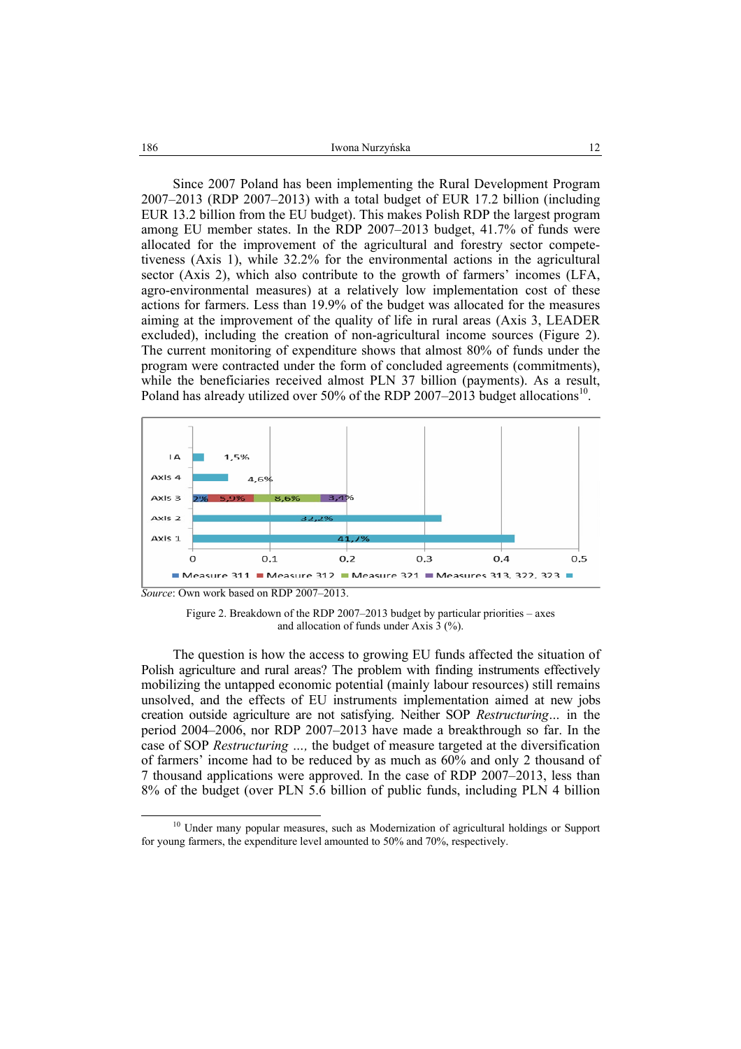Since 2007 Poland has been implementing the Rural Development Program 2007–2013 (RDP 2007–2013) with a total budget of EUR 17.2 billion (including EUR 13.2 billion from the EU budget). This makes Polish RDP the largest program among EU member states. In the RDP 2007–2013 budget, 41.7% of funds were allocated for the improvement of the agricultural and forestry sector competetiveness (Axis 1), while 32.2% for the environmental actions in the agricultural sector (Axis 2), which also contribute to the growth of farmers' incomes (LFA, agro-environmental measures) at a relatively low implementation cost of these actions for farmers. Less than 19.9% of the budget was allocated for the measures aiming at the improvement of the quality of life in rural areas (Axis 3, LEADER excluded), including the creation of non-agricultural income sources (Figure 2). The current monitoring of expenditure shows that almost 80% of funds under the program were contracted under the form of concluded agreements (commitments), while the beneficiaries received almost PLN 37 billion (payments). As a result, Poland has already utilized over 50% of the RDP 2007–2013 budget allocations[10].

*Source*: Own work based on RDP 2007–2013.

Figure 2. Breakdown of the RDP 2007–2013 budget by particular priorities – axes and allocation of funds under Axis 3 (%).

The question is how the access to growing EU funds affected the situation of Polish agriculture and rural areas? The problem with finding instruments effectively mobilizing the untapped economic potential (mainly labour resources) still remains unsolved, and the effects of EU instruments implementation aimed at new jobs creation outside agriculture are not satisfying. Neither SOP *Restructuring*... in the period 2004–2006, nor RDP 2007–2013 have made a breakthrough so far. In the case of SOP *Restructuring ...,* the budget of measure targeted at the diversification of farmers' income had to be reduced by as much as 60% and only 2 thousand of 7 thousand applications were approved. In the case of RDP 2007–2013, less than 8% of the budget (over PLN 5.6 billion of public funds, including PLN 4 billion

[10] Under many popular measures, such as Modernization of agricultural holdings or Support for young farmers, the expenditure level amounted to 50% and 70%, respectively.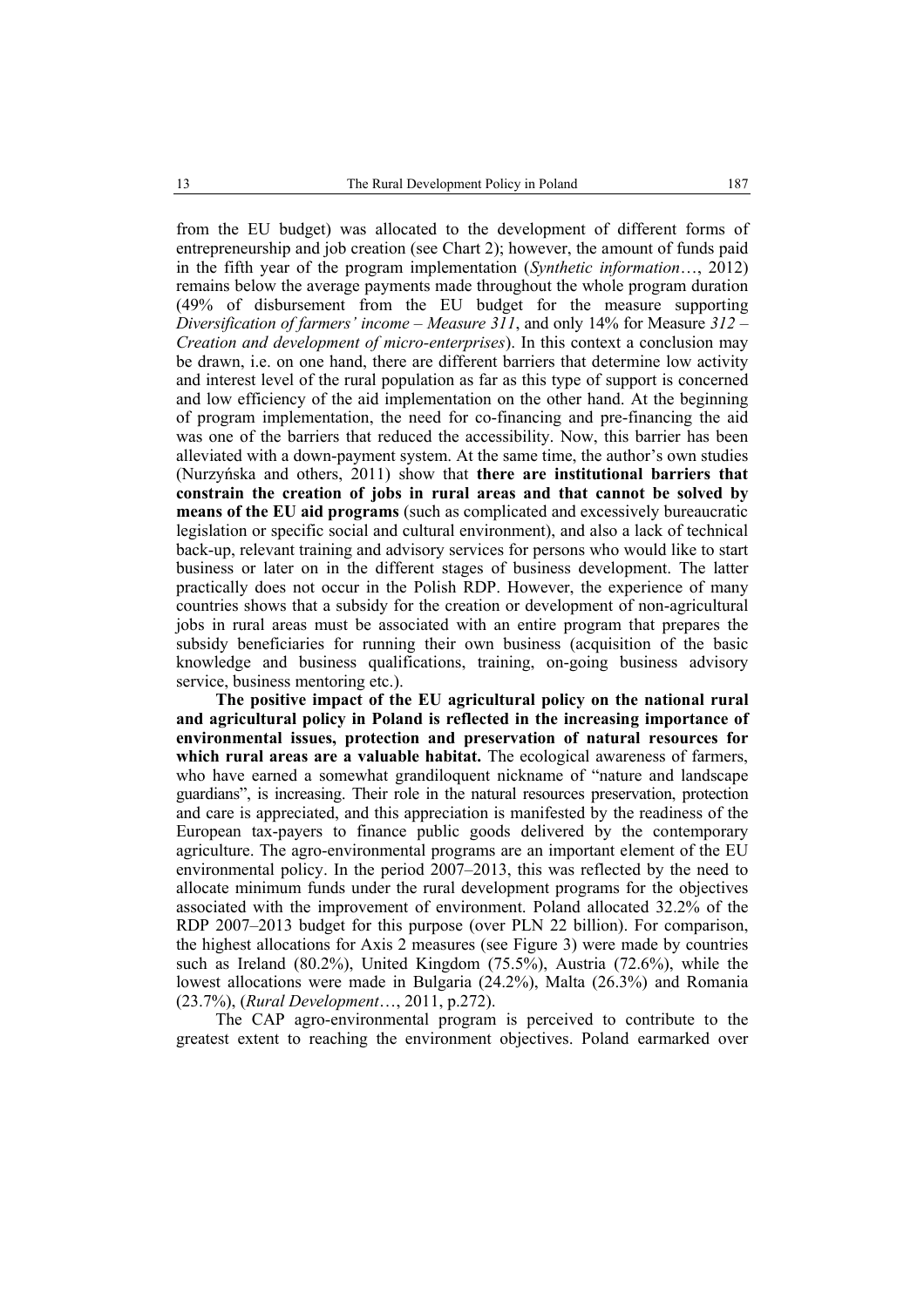from the EU budget) was allocated to the development of different forms of entrepreneurship and job creation (see Chart 2); however, the amount of funds paid in the fifth year of the program implementation (*Synthetic information*…, 2012) remains below the average payments made throughout the whole program duration (49% of disbursement from the EU budget for the measure supporting *Diversification of farmers' income – Measure 311*, and only 14% for Measure *312 – Creation and development of micro-enterprises*). In this context a conclusion may be drawn, i.e. on one hand, there are different barriers that determine low activity and interest level of the rural population as far as this type of support is concerned and low efficiency of the aid implementation on the other hand. At the beginning of program implementation, the need for co-financing and pre-financing the aid was one of the barriers that reduced the accessibility. Now, this barrier has been alleviated with a down-payment system. At the same time, the author's own studies (Nurzyńska and others, 2011) show that **there are institutional barriers that constrain the creation of jobs in rural areas and that cannot be solved by means of the EU aid programs** (such as complicated and excessively bureaucratic legislation or specific social and cultural environment), and also a lack of technical back-up, relevant training and advisory services for persons who would like to start business or later on in the different stages of business development. The latter practically does not occur in the Polish RDP. However, the experience of many countries shows that a subsidy for the creation or development of non-agricultural jobs in rural areas must be associated with an entire program that prepares the subsidy beneficiaries for running their own business (acquisition of the basic knowledge and business qualifications, training, on-going business advisory service, business mentoring etc.).

**The positive impact of the EU agricultural policy on the national rural and agricultural policy in Poland is reflected in the increasing importance of environmental issues, protection and preservation of natural resources for which rural areas are a valuable habitat.** The ecological awareness of farmers, who have earned a somewhat grandiloquent nickname of "nature and landscape guardians", is increasing. Their role in the natural resources preservation, protection and care is appreciated, and this appreciation is manifested by the readiness of the European tax-payers to finance public goods delivered by the contemporary agriculture. The agro-environmental programs are an important element of the EU environmental policy. In the period 2007–2013, this was reflected by the need to allocate minimum funds under the rural development programs for the objectives associated with the improvement of environment. Poland allocated 32.2% of the RDP 2007–2013 budget for this purpose (over PLN 22 billion). For comparison, the highest allocations for Axis 2 measures (see Figure 3) were made by countries such as Ireland (80.2%), United Kingdom (75.5%), Austria (72.6%), while the lowest allocations were made in Bulgaria (24.2%), Malta (26.3%) and Romania (23.7%), (*Rural Development*…, 2011, p.272).

The CAP agro-environmental program is perceived to contribute to the greatest extent to reaching the environment objectives. Poland earmarked over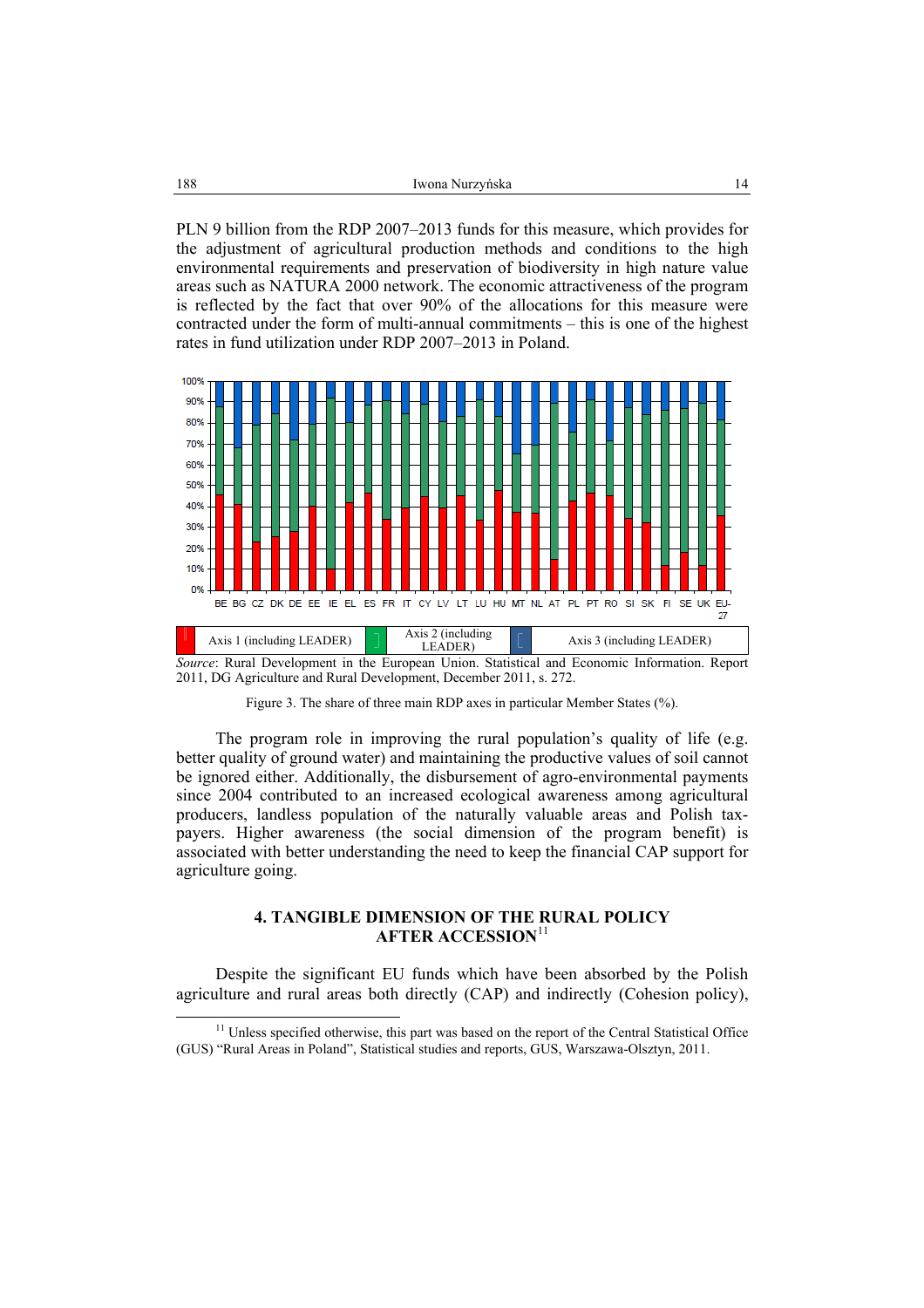PLN 9 billion from the RDP 2007–2013 funds for this measure, which provides for the adjustment of agricultural production methods and conditions to the high environmental requirements and preservation of biodiversity in high nature value areas such as NATURA 2000 network. The economic attractiveness of the program is reflected by the fact that over 90% of the allocations for this measure were contracted under the form of multi-annual commitments – this is one of the highest rates in fund utilization under RDP 2007–2013 in Poland.

*Source*: Rural Development in the European Union. Statistical and Economic Information. Report 2011, DG Agriculture and Rural Development, December 2011, s. 272.

Figure 3. The share of three main RDP axes in particular Member States (%).

The program role in improving the rural population's quality of life (e.g. better quality of ground water) and maintaining the productive values of soil cannot be ignored either. Additionally, the disbursement of agro-environmental payments since 2004 contributed to an increased ecological awareness among agricultural producers, landless population of the naturally valuable areas and Polish tax-payers. Higher awareness (the social dimension of the program benefit) is associated with better understanding the need to keep the financial CAP support for agriculture going.

## 4. TANGIBLE DIMENSION OF THE RURAL POLICY AFTER ACCESSION[11]

Despite the significant EU funds which have been absorbed by the Polish agriculture and rural areas both directly (CAP) and indirectly (Cohesion policy),

[11] Unless specified otherwise, this part was based on the report of the Central Statistical Office (GUS) "Rural Areas in Poland", Statistical studies and reports, GUS, Warszawa-Olsztyn, 2011.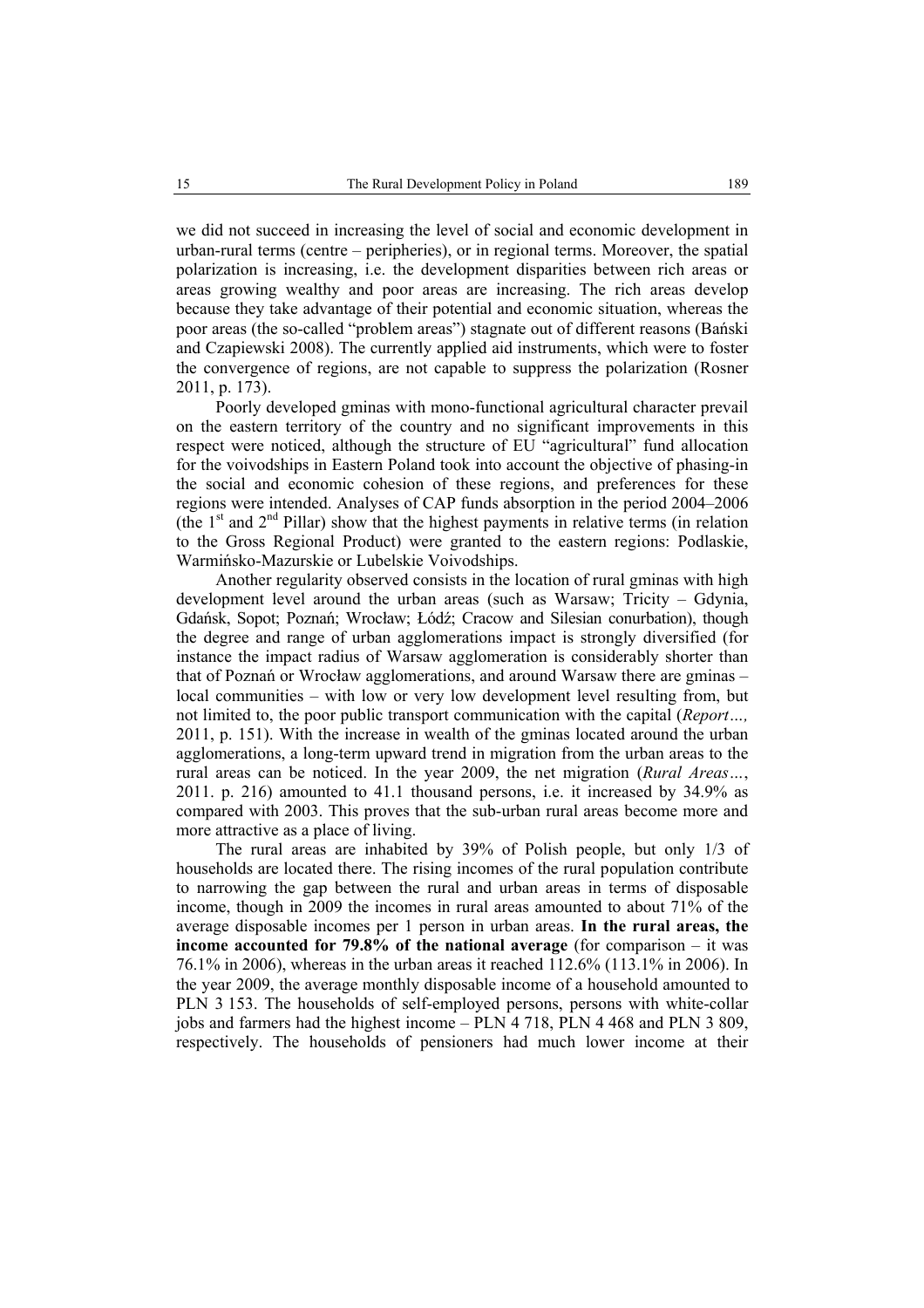we did not succeed in increasing the level of social and economic development in urban-rural terms (centre – peripheries), or in regional terms. Moreover, the spatial polarization is increasing, i.e. the development disparities between rich areas or areas growing wealthy and poor areas are increasing. The rich areas develop because they take advantage of their potential and economic situation, whereas the poor areas (the so-called "problem areas") stagnate out of different reasons (Bański and Czapiewski 2008). The currently applied aid instruments, which were to foster the convergence of regions, are not capable to suppress the polarization (Rosner 2011, p. 173).

Poorly developed gminas with mono-functional agricultural character prevail on the eastern territory of the country and no significant improvements in this respect were noticed, although the structure of EU "agricultural" fund allocation for the voivodships in Eastern Poland took into account the objective of phasing-in the social and economic cohesion of these regions, and preferences for these regions were intended. Analyses of CAP funds absorption in the period 2004–2006 (the 1st and 2nd Pillar) show that the highest payments in relative terms (in relation to the Gross Regional Product) were granted to the eastern regions: Podlaskie, Warmińsko-Mazurskie or Lubelskie Voivodships.

Another regularity observed consists in the location of rural gminas with high development level around the urban areas (such as Warsaw; Tricity – Gdynia, Gdańsk, Sopot; Poznań; Wrocław; Łódź; Cracow and Silesian conurbation), though the degree and range of urban agglomerations impact is strongly diversified (for instance the impact radius of Warsaw agglomeration is considerably shorter than that of Poznań or Wrocław agglomerations, and around Warsaw there are gminas – local communities – with low or very low development level resulting from, but not limited to, the poor public transport communication with the capital (*Report…,* 2011, p. 151). With the increase in wealth of the gminas located around the urban agglomerations, a long-term upward trend in migration from the urban areas to the rural areas can be noticed. In the year 2009, the net migration (*Rural Areas…*, 2011. p. 216) amounted to 41.1 thousand persons, i.e. it increased by 34.9% as compared with 2003. This proves that the sub-urban rural areas become more and more attractive as a place of living.

The rural areas are inhabited by 39% of Polish people, but only 1/3 of households are located there. The rising incomes of the rural population contribute to narrowing the gap between the rural and urban areas in terms of disposable income, though in 2009 the incomes in rural areas amounted to about 71% of the average disposable incomes per 1 person in urban areas. **In the rural areas, the income accounted for 79.8% of the national average** (for comparison – it was 76.1% in 2006), whereas in the urban areas it reached 112.6% (113.1% in 2006). In the year 2009, the average monthly disposable income of a household amounted to PLN 3 153. The households of self-employed persons, persons with white-collar jobs and farmers had the highest income – PLN 4 718, PLN 4 468 and PLN 3 809, respectively. The households of pensioners had much lower income at their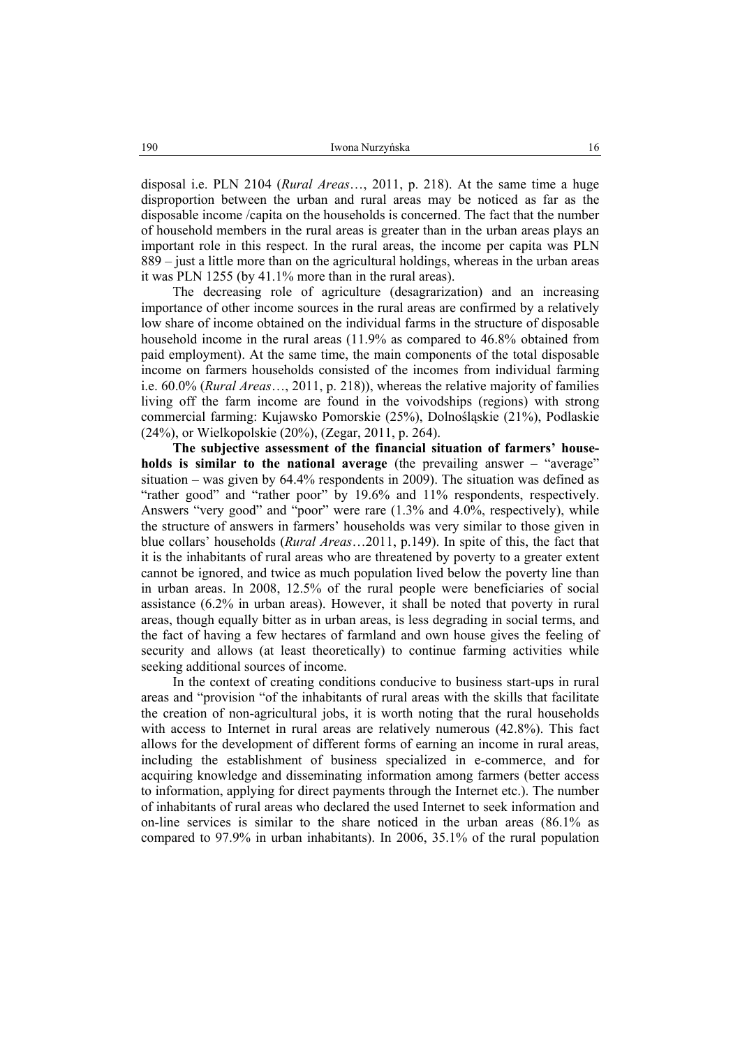disposal i.e. PLN 2104 (*Rural Areas*…, 2011, p. 218). At the same time a huge disproportion between the urban and rural areas may be noticed as far as the disposable income /capita on the households is concerned. The fact that the number of household members in the rural areas is greater than in the urban areas plays an important role in this respect. In the rural areas, the income per capita was PLN 889 – just a little more than on the agricultural holdings, whereas in the urban areas it was PLN 1255 (by 41.1% more than in the rural areas).

The decreasing role of agriculture (desagrarization) and an increasing importance of other income sources in the rural areas are confirmed by a relatively low share of income obtained on the individual farms in the structure of disposable household income in the rural areas (11.9% as compared to 46.8% obtained from paid employment). At the same time, the main components of the total disposable income on farmers households consisted of the incomes from individual farming i.e. 60.0% (*Rural Areas*…, 2011, p. 218)), whereas the relative majority of families living off the farm income are found in the voivodships (regions) with strong commercial farming: Kujawsko Pomorskie (25%), Dolnośląskie (21%), Podlaskie (24%), or Wielkopolskie (20%), (Zegar, 2011, p. 264).

**The subjective assessment of the financial situation of farmers' households is similar to the national average** (the prevailing answer – "average" situation – was given by 64.4% respondents in 2009). The situation was defined as "rather good" and "rather poor" by 19.6% and 11% respondents, respectively. Answers "very good" and "poor" were rare (1.3% and 4.0%, respectively), while the structure of answers in farmers' households was very similar to those given in blue collars' households (*Rural Areas*…2011, p.149). In spite of this, the fact that it is the inhabitants of rural areas who are threatened by poverty to a greater extent cannot be ignored, and twice as much population lived below the poverty line than in urban areas. In 2008, 12.5% of the rural people were beneficiaries of social assistance (6.2% in urban areas). However, it shall be noted that poverty in rural areas, though equally bitter as in urban areas, is less degrading in social terms, and the fact of having a few hectares of farmland and own house gives the feeling of security and allows (at least theoretically) to continue farming activities while seeking additional sources of income.

In the context of creating conditions conducive to business start-ups in rural areas and "provision "of the inhabitants of rural areas with the skills that facilitate the creation of non-agricultural jobs, it is worth noting that the rural households with access to Internet in rural areas are relatively numerous (42.8%). This fact allows for the development of different forms of earning an income in rural areas, including the establishment of business specialized in e-commerce, and for acquiring knowledge and disseminating information among farmers (better access to information, applying for direct payments through the Internet etc.). The number of inhabitants of rural areas who declared the used Internet to seek information and on-line services is similar to the share noticed in the urban areas (86.1% as compared to 97.9% in urban inhabitants). In 2006, 35.1% of the rural population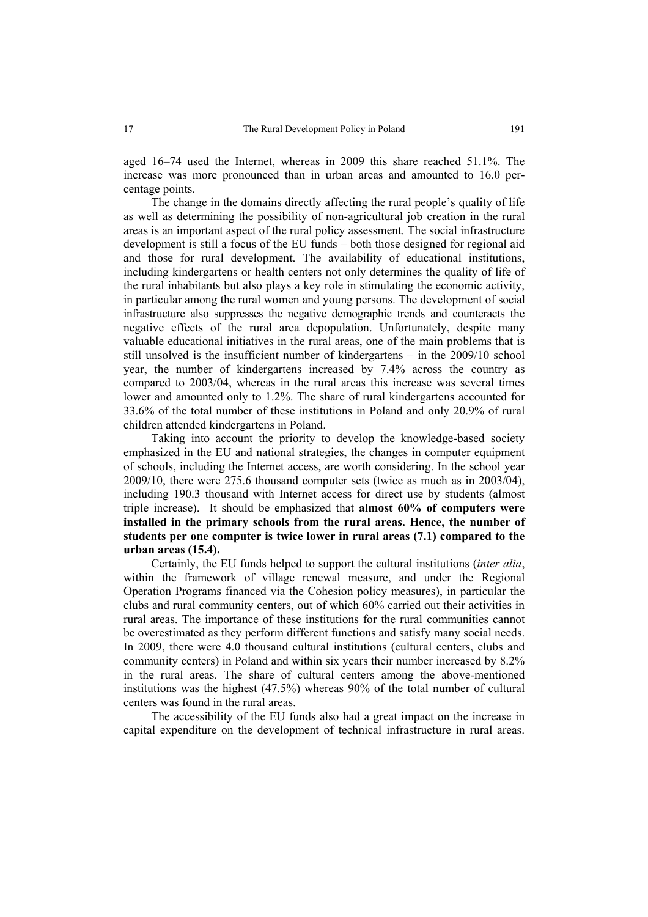aged 16–74 used the Internet, whereas in 2009 this share reached 51.1%. The increase was more pronounced than in urban areas and amounted to 16.0 percentage points.

The change in the domains directly affecting the rural people's quality of life as well as determining the possibility of non-agricultural job creation in the rural areas is an important aspect of the rural policy assessment. The social infrastructure development is still a focus of the EU funds – both those designed for regional aid and those for rural development. The availability of educational institutions, including kindergartens or health centers not only determines the quality of life of the rural inhabitants but also plays a key role in stimulating the economic activity, in particular among the rural women and young persons. The development of social infrastructure also suppresses the negative demographic trends and counteracts the negative effects of the rural area depopulation. Unfortunately, despite many valuable educational initiatives in the rural areas, one of the main problems that is still unsolved is the insufficient number of kindergartens – in the 2009/10 school year, the number of kindergartens increased by 7.4% across the country as compared to 2003/04, whereas in the rural areas this increase was several times lower and amounted only to 1.2%. The share of rural kindergartens accounted for 33.6% of the total number of these institutions in Poland and only 20.9% of rural children attended kindergartens in Poland.

Taking into account the priority to develop the knowledge-based society emphasized in the EU and national strategies, the changes in computer equipment of schools, including the Internet access, are worth considering. In the school year 2009/10, there were 275.6 thousand computer sets (twice as much as in 2003/04), including 190.3 thousand with Internet access for direct use by students (almost triple increase). It should be emphasized that **almost 60% of computers were installed in the primary schools from the rural areas. Hence, the number of students per one computer is twice lower in rural areas (7.1) compared to the urban areas (15.4).**

Certainly, the EU funds helped to support the cultural institutions (*inter alia*, within the framework of village renewal measure, and under the Regional Operation Programs financed via the Cohesion policy measures), in particular the clubs and rural community centers, out of which 60% carried out their activities in rural areas. The importance of these institutions for the rural communities cannot be overestimated as they perform different functions and satisfy many social needs. In 2009, there were 4.0 thousand cultural institutions (cultural centers, clubs and community centers) in Poland and within six years their number increased by 8.2% in the rural areas. The share of cultural centers among the above-mentioned institutions was the highest (47.5%) whereas 90% of the total number of cultural centers was found in the rural areas.

The accessibility of the EU funds also had a great impact on the increase in capital expenditure on the development of technical infrastructure in rural areas.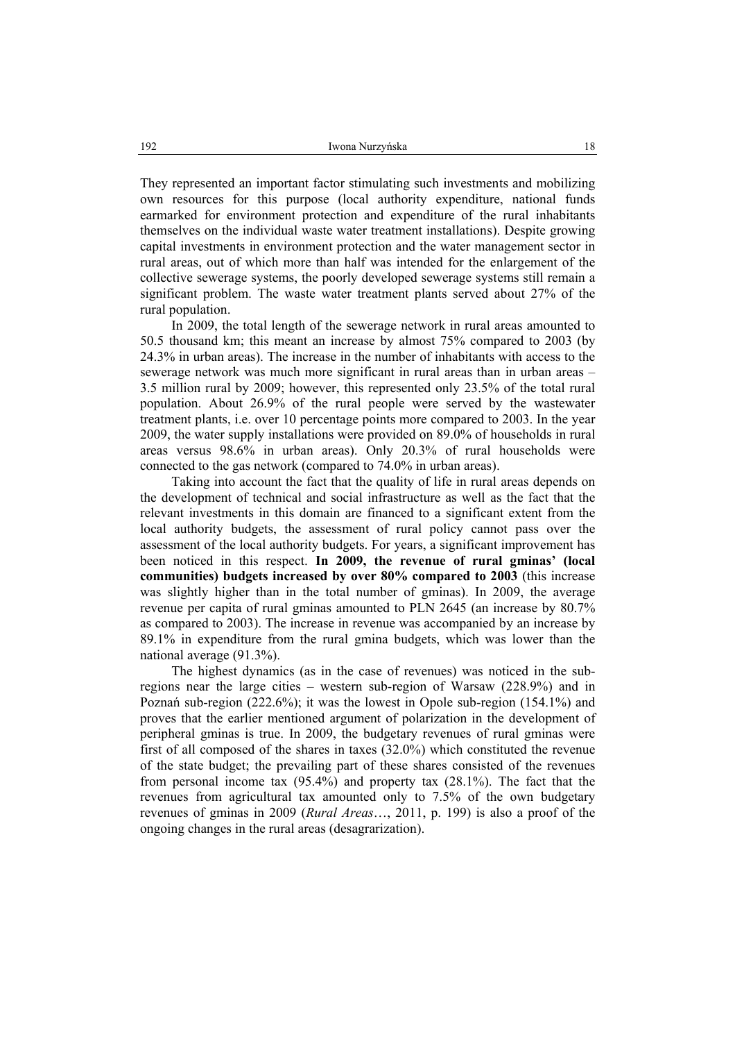They represented an important factor stimulating such investments and mobilizing own resources for this purpose (local authority expenditure, national funds earmarked for environment protection and expenditure of the rural inhabitants themselves on the individual waste water treatment installations). Despite growing capital investments in environment protection and the water management sector in rural areas, out of which more than half was intended for the enlargement of the collective sewerage systems, the poorly developed sewerage systems still remain a significant problem. The waste water treatment plants served about 27% of the rural population.

In 2009, the total length of the sewerage network in rural areas amounted to 50.5 thousand km; this meant an increase by almost 75% compared to 2003 (by 24.3% in urban areas). The increase in the number of inhabitants with access to the sewerage network was much more significant in rural areas than in urban areas – 3.5 million rural by 2009; however, this represented only 23.5% of the total rural population. About 26.9% of the rural people were served by the wastewater treatment plants, i.e. over 10 percentage points more compared to 2003. In the year 2009, the water supply installations were provided on 89.0% of households in rural areas versus 98.6% in urban areas. Only 20.3% of rural households were connected to the gas network (compared to 74.0% in urban areas).

Taking into account the fact that the quality of life in rural areas depends on the development of technical and social infrastructure as well as the fact that the relevant investments in this domain are financed to a significant extent from the local authority budgets, the assessment of rural policy cannot pass over the assessment of the local authority budgets. For years, a significant improvement has been noticed in this respect. **In 2009, the revenue of rural gminas' (local communities) budgets increased by over 80% compared to 2003** (this increase was slightly higher than in the total number of gminas). In 2009, the average revenue per capita of rural gminas amounted to PLN 2645 (an increase by 80.7% as compared to 2003). The increase in revenue was accompanied by an increase by 89.1% in expenditure from the rural gmina budgets, which was lower than the national average (91.3%).

The highest dynamics (as in the case of revenues) was noticed in the sub-regions near the large cities – western sub-region of Warsaw (228.9%) and in Poznań sub-region (222.6%); it was the lowest in Opole sub-region (154.1%) and proves that the earlier mentioned argument of polarization in the development of peripheral gminas is true. In 2009, the budgetary revenues of rural gminas were first of all composed of the shares in taxes (32.0%) which constituted the revenue of the state budget; the prevailing part of these shares consisted of the revenues from personal income tax (95.4%) and property tax (28.1%). The fact that the revenues from agricultural tax amounted only to 7.5% of the own budgetary revenues of gminas in 2009 (*Rural Areas*…, 2011, p. 199) is also a proof of the ongoing changes in the rural areas (desagrarization).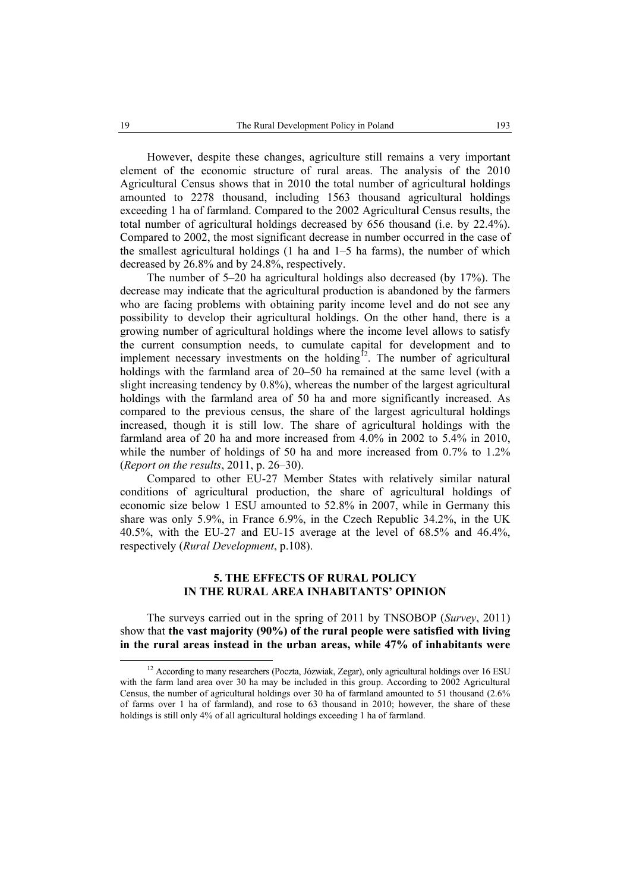However, despite these changes, agriculture still remains a very important element of the economic structure of rural areas. The analysis of the 2010 Agricultural Census shows that in 2010 the total number of agricultural holdings amounted to 2278 thousand, including 1563 thousand agricultural holdings exceeding 1 ha of farmland. Compared to the 2002 Agricultural Census results, the total number of agricultural holdings decreased by 656 thousand (i.e. by 22.4%). Compared to 2002, the most significant decrease in number occurred in the case of the smallest agricultural holdings (1 ha and 1–5 ha farms), the number of which decreased by 26.8% and by 24.8%, respectively.

The number of 5–20 ha agricultural holdings also decreased (by 17%). The decrease may indicate that the agricultural production is abandoned by the farmers who are facing problems with obtaining parity income level and do not see any possibility to develop their agricultural holdings. On the other hand, there is a growing number of agricultural holdings where the income level allows to satisfy the current consumption needs, to cumulate capital for development and to implement necessary investments on the holding[12]. The number of agricultural holdings with the farmland area of 20–50 ha remained at the same level (with a slight increasing tendency by 0.8%), whereas the number of the largest agricultural holdings with the farmland area of 50 ha and more significantly increased. As compared to the previous census, the share of the largest agricultural holdings increased, though it is still low. The share of agricultural holdings with the farmland area of 20 ha and more increased from 4.0% in 2002 to 5.4% in 2010, while the number of holdings of 50 ha and more increased from 0.7% to 1.2% (*Report on the results*, 2011, p. 26–30).

Compared to other EU-27 Member States with relatively similar natural conditions of agricultural production, the share of agricultural holdings of economic size below 1 ESU amounted to 52.8% in 2007, while in Germany this share was only 5.9%, in France 6.9%, in the Czech Republic 34.2%, in the UK 40.5%, with the EU-27 and EU-15 average at the level of 68.5% and 46.4%, respectively (*Rural Development*, p.108).

## 5. THE EFFECTS OF RURAL POLICY IN THE RURAL AREA INHABITANTS' OPINION

The surveys carried out in the spring of 2011 by TNSOBOP (*Survey*, 2011) show that **the vast majority (90%) of the rural people were satisfied with living in the rural areas instead in the urban areas, while 47% of inhabitants were**

[12] According to many researchers (Poczta, Józwiak, Zegar), only agricultural holdings over 16 ESU with the farm land area over 30 ha may be included in this group. According to 2002 Agricultural Census, the number of agricultural holdings over 30 ha of farmland amounted to 51 thousand (2.6% of farms over 1 ha of farmland), and rose to 63 thousand in 2010; however, the share of these holdings is still only 4% of all agricultural holdings exceeding 1 ha of farmland.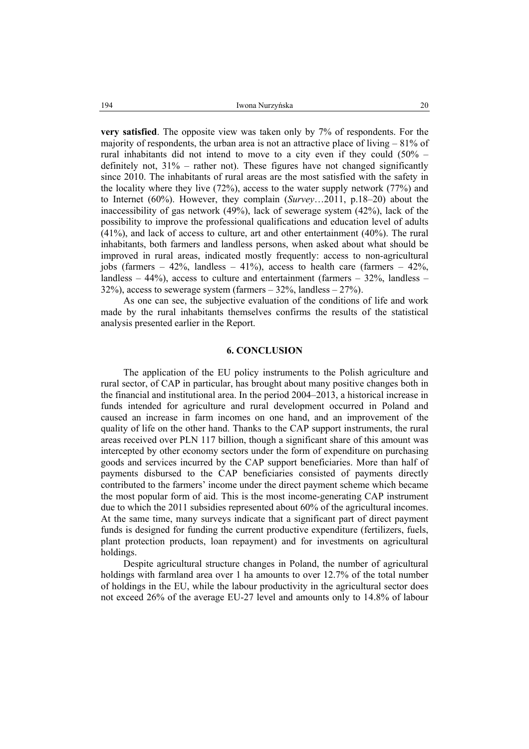**very satisfied**. The opposite view was taken only by 7% of respondents. For the majority of respondents, the urban area is not an attractive place of living – 81% of rural inhabitants did not intend to move to a city even if they could (50% – definitely not, 31% – rather not). These figures have not changed significantly since 2010. The inhabitants of rural areas are the most satisfied with the safety in the locality where they live (72%), access to the water supply network (77%) and to Internet (60%). However, they complain (*Survey*…2011, p.18–20) about the inaccessibility of gas network (49%), lack of sewerage system (42%), lack of the possibility to improve the professional qualifications and education level of adults (41%), and lack of access to culture, art and other entertainment (40%). The rural inhabitants, both farmers and landless persons, when asked about what should be improved in rural areas, indicated mostly frequently: access to non-agricultural jobs (farmers – 42%, landless – 41%), access to health care (farmers – 42%, landless – 44%), access to culture and entertainment (farmers – 32%, landless – 32%), access to sewerage system (farmers – 32%, landless – 27%).

As one can see, the subjective evaluation of the conditions of life and work made by the rural inhabitants themselves confirms the results of the statistical analysis presented earlier in the Report.

## 6. CONCLUSION

The application of the EU policy instruments to the Polish agriculture and rural sector, of CAP in particular, has brought about many positive changes both in the financial and institutional area. In the period 2004–2013, a historical increase in funds intended for agriculture and rural development occurred in Poland and caused an increase in farm incomes on one hand, and an improvement of the quality of life on the other hand. Thanks to the CAP support instruments, the rural areas received over PLN 117 billion, though a significant share of this amount was intercepted by other economy sectors under the form of expenditure on purchasing goods and services incurred by the CAP support beneficiaries. More than half of payments disbursed to the CAP beneficiaries consisted of payments directly contributed to the farmers' income under the direct payment scheme which became the most popular form of aid. This is the most income-generating CAP instrument due to which the 2011 subsidies represented about 60% of the agricultural incomes. At the same time, many surveys indicate that a significant part of direct payment funds is designed for funding the current productive expenditure (fertilizers, fuels, plant protection products, loan repayment) and for investments on agricultural holdings.

Despite agricultural structure changes in Poland, the number of agricultural holdings with farmland area over 1 ha amounts to over 12.7% of the total number of holdings in the EU, while the labour productivity in the agricultural sector does not exceed 26% of the average EU-27 level and amounts only to 14.8% of labour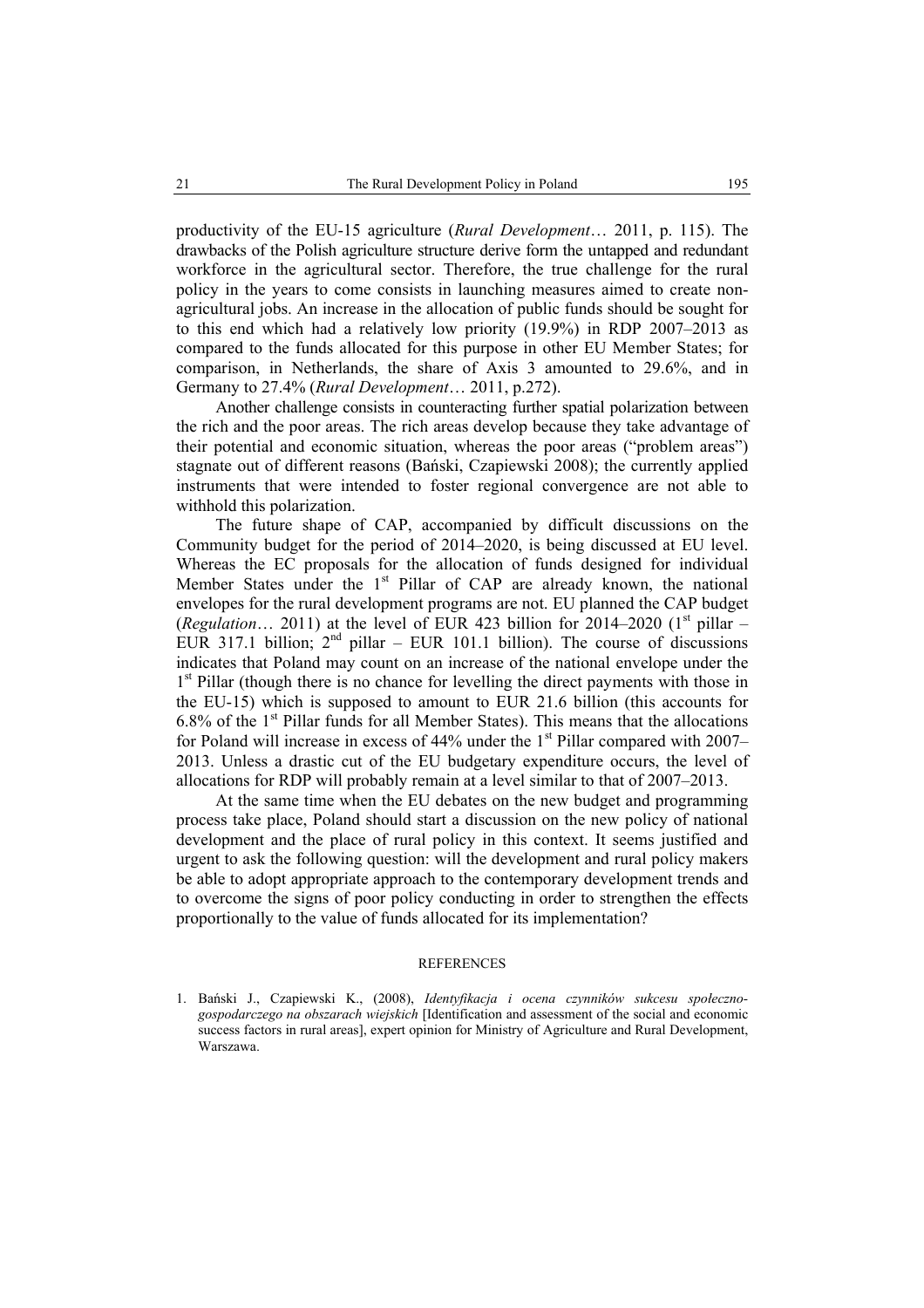productivity of the EU-15 agriculture (*Rural Development*… 2011, p. 115). The drawbacks of the Polish agriculture structure derive form the untapped and redundant workforce in the agricultural sector. Therefore, the true challenge for the rural policy in the years to come consists in launching measures aimed to create non-agricultural jobs. An increase in the allocation of public funds should be sought for to this end which had a relatively low priority (19.9%) in RDP 2007–2013 as compared to the funds allocated for this purpose in other EU Member States; for comparison, in Netherlands, the share of Axis 3 amounted to 29.6%, and in Germany to 27.4% (*Rural Development*… 2011, p.272).

Another challenge consists in counteracting further spatial polarization between the rich and the poor areas. The rich areas develop because they take advantage of their potential and economic situation, whereas the poor areas ("problem areas") stagnate out of different reasons (Bański, Czapiewski 2008); the currently applied instruments that were intended to foster regional convergence are not able to withhold this polarization.

The future shape of CAP, accompanied by difficult discussions on the Community budget for the period of 2014–2020, is being discussed at EU level. Whereas the EC proposals for the allocation of funds designed for individual Member States under the 1st Pillar of CAP are already known, the national envelopes for the rural development programs are not. EU planned the CAP budget (*Regulation*… 2011) at the level of EUR 423 billion for 2014–2020 (1st pillar – EUR 317.1 billion; 2nd pillar – EUR 101.1 billion). The course of discussions indicates that Poland may count on an increase of the national envelope under the 1st Pillar (though there is no chance for levelling the direct payments with those in the EU-15) which is supposed to amount to EUR 21.6 billion (this accounts for 6.8% of the 1st Pillar funds for all Member States). This means that the allocations for Poland will increase in excess of 44% under the 1st Pillar compared with 2007–2013. Unless a drastic cut of the EU budgetary expenditure occurs, the level of allocations for RDP will probably remain at a level similar to that of 2007–2013.

At the same time when the EU debates on the new budget and programming process take place, Poland should start a discussion on the new policy of national development and the place of rural policy in this context. It seems justified and urgent to ask the following question: will the development and rural policy makers be able to adopt appropriate approach to the contemporary development trends and to overcome the signs of poor policy conducting in order to strengthen the effects proportionally to the value of funds allocated for its implementation?

## REFERENCES

1. Bański J., Czapiewski K., (2008), *Identyfikacja i ocena czynników sukcesu społeczno-gospodarczego na obszarach wiejskich* [Identification and assessment of the social and economic success factors in rural areas], expert opinion for Ministry of Agriculture and Rural Development, Warszawa.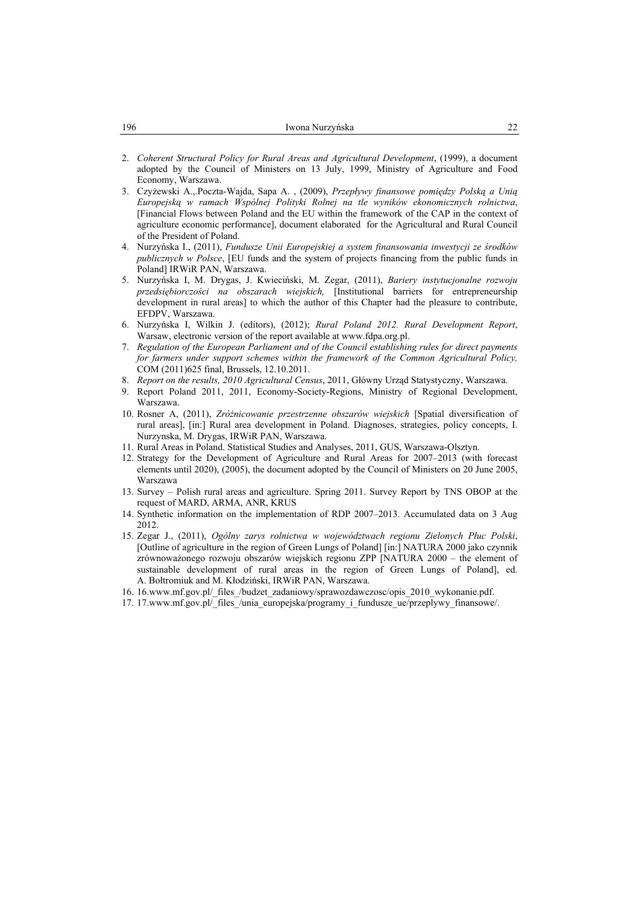2. *Coherent Structural Policy for Rural Areas and Agricultural Development*, (1999), a document adopted by the Council of Ministers on 13 July, 1999, Ministry of Agriculture and Food Economy, Warszawa.
3. Czyżewski A.,.Poczta-Wajda, Sapa A. , (2009), *Przepływy finansowe pomiędzy Polską a Unią Europejską w ramach Wspólnej Polityki Rolnej na tle wyników ekonomicznych rolnictwa*, [Financial Flows between Poland and the EU within the framework of the CAP in the context of agriculture economic performance], document elaborated for the Agricultural and Rural Council of the President of Poland.
4. Nurzyńska I., (2011), *Fundusze Unii Europejskiej a system finansowania inwestycji ze środków publicznych w Polsce*, [EU funds and the system of projects financing from the public funds in Poland] IRWiR PAN, Warszawa.
5. Nurzyńska I, M. Drygas, J. Kwieciński, M. Zegar, (2011), *Bariery instytucjonalne rozwoju przedsiębiorczości na obszarach wiejskich,* [Institutional barriers for entrepreneurship development in rural areas] to which the author of this Chapter had the pleasure to contribute, EFDPV, Warszawa.
6. Nurzyńska I, Wilkin J. (editors), (2012); *Rural Poland 2012. Rural Development Report*, Warsaw, electronic version of the report available at www.fdpa.org.pl.
7. *Regulation of the European Parliament and of the Council establishing rules for direct payments for farmers under support schemes within the framework of the Common Agricultural Policy,* COM (2011)625 final, Brussels, 12.10.2011.
8. *Report on the results, 2010 Agricultural Census*, 2011, Główny Urząd Statystyczny, Warszawa.
9. Report Poland 2011, 2011, Economy-Society-Regions, Ministry of Regional Development, Warszawa.
10. Rosner A, (2011), *Zróżnicowanie przestrzenne obszarów wiejskich* [Spatial diversification of rural areas], [in:] Rural area development in Poland. Diagnoses, strategies, policy concepts, I. Nurzynska, M. Drygas, IRWiR PAN, Warszawa.
11. Rural Areas in Poland. Statistical Studies and Analyses, 2011, GUS, Warszawa-Olsztyn.
12. Strategy for the Development of Agriculture and Rural Areas for 2007–2013 (with forecast elements until 2020), (2005), the document adopted by the Council of Ministers on 20 June 2005, Warszawa
13. Survey – Polish rural areas and agriculture. Spring 2011. Survey Report by TNS OBOP at the request of MARD, ARMA, ANR, KRUS
14. Synthetic information on the implementation of RDP 2007–2013. Accumulated data on 3 Aug 2012.
15. Zegar J., (2011), *Ogólny zarys rolnictwa w województwach regionu Zielonych Płuc Polski*, [Outline of agriculture in the region of Green Lungs of Poland] [in:] NATURA 2000 jako czynnik zrównoważonego rozwoju obszarów wiejskich regionu ZPP [NATURA 2000 – the element of sustainable development of rural areas in the region of Green Lungs of Poland], ed. A. Bołtromiuk and M. Kłodziński, IRWiR PAN, Warszawa.
16. 16.www.mf.gov.pl/_files_/budzet_zadaniowy/sprawozdawczosc/opis_2010_wykonanie.pdf.
17. 17.www.mf.gov.pl/_files_/unia_europejska/programy_i_fundusze_ue/przeplywy_finansowe/.